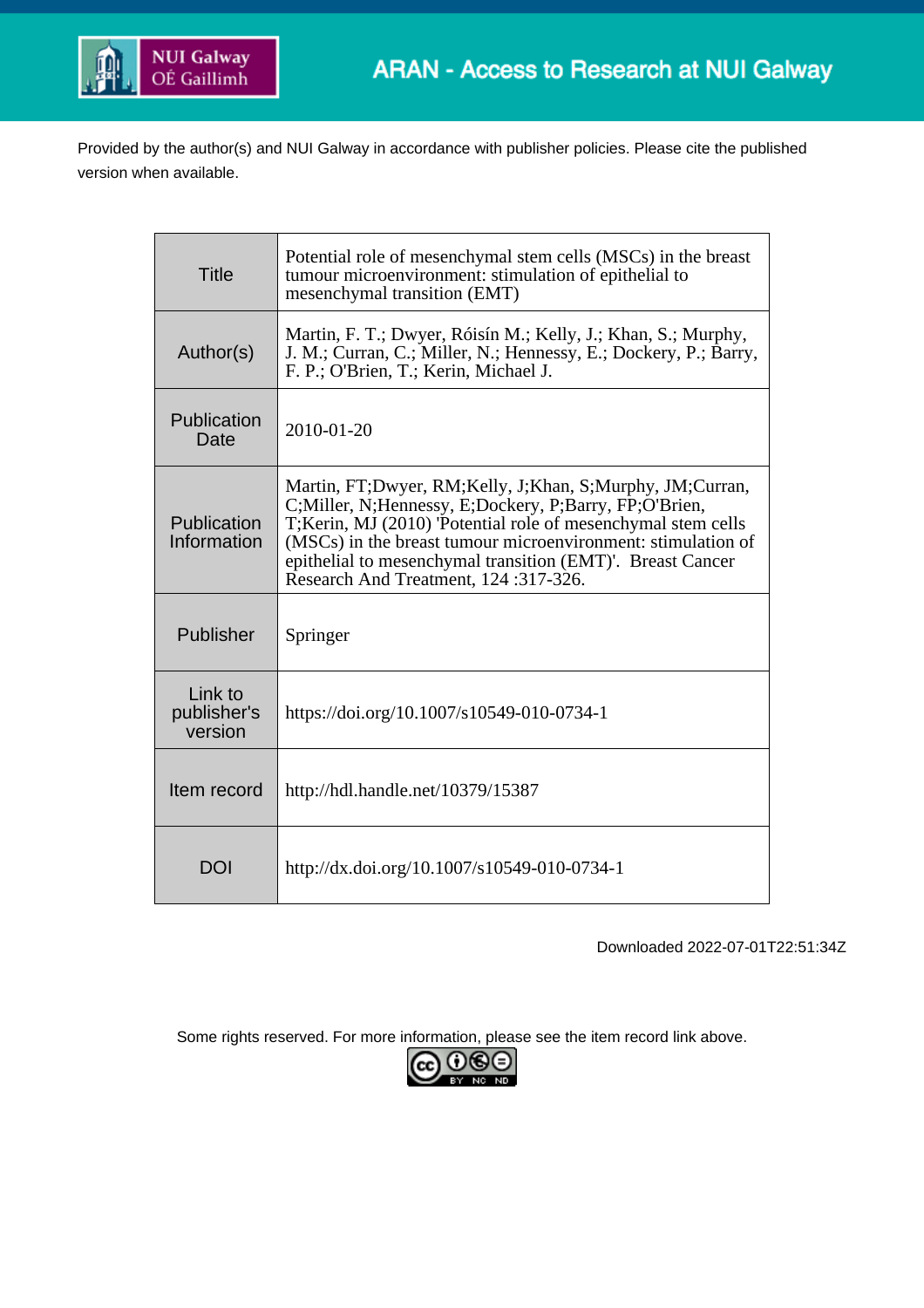Provided by the author(s) and NUI Galway in accordance with publisher policies. Please cite the published version when available.

| Title | Potential role of mesenchymal stem cells (MSCs) in the breast tumour microenvironment: stimulation of epithelial to mesenchymal transition (EMT) |
|---|---|
| Author(s) | Martin, F. T.; Dwyer, Róisín M.; Kelly, J.; Khan, S.; Murphy, J. M.; Curran, C.; Miller, N.; Hennessy, E.; Dockery, P.; Barry, F. P.; O'Brien, T.; Kerin, Michael J. |
| Publication Date | 2010-01-20 |
| Publication Information | Martin, FT;Dwyer, RM;Kelly, J;Khan, S;Murphy, JM;Curran, C;Miller, N;Hennessy, E;Dockery, P;Barry, FP;O'Brien, T;Kerin, MJ (2010) 'Potential role of mesenchymal stem cells (MSCs) in the breast tumour microenvironment: stimulation of epithelial to mesenchymal transition (EMT)'. Breast Cancer Research And Treatment, 124 :317-326. |
| Publisher | Springer |
| Link to publisher's version | https://doi.org/10.1007/s10549-010-0734-1 |
| Item record | http://hdl.handle.net/10379/15387 |
| DOI | http://dx.doi.org/10.1007/s10549-010-0734-1 |

Downloaded 2022-07-01T22:51:34Z

Some rights reserved. For more information, please see the item record link above.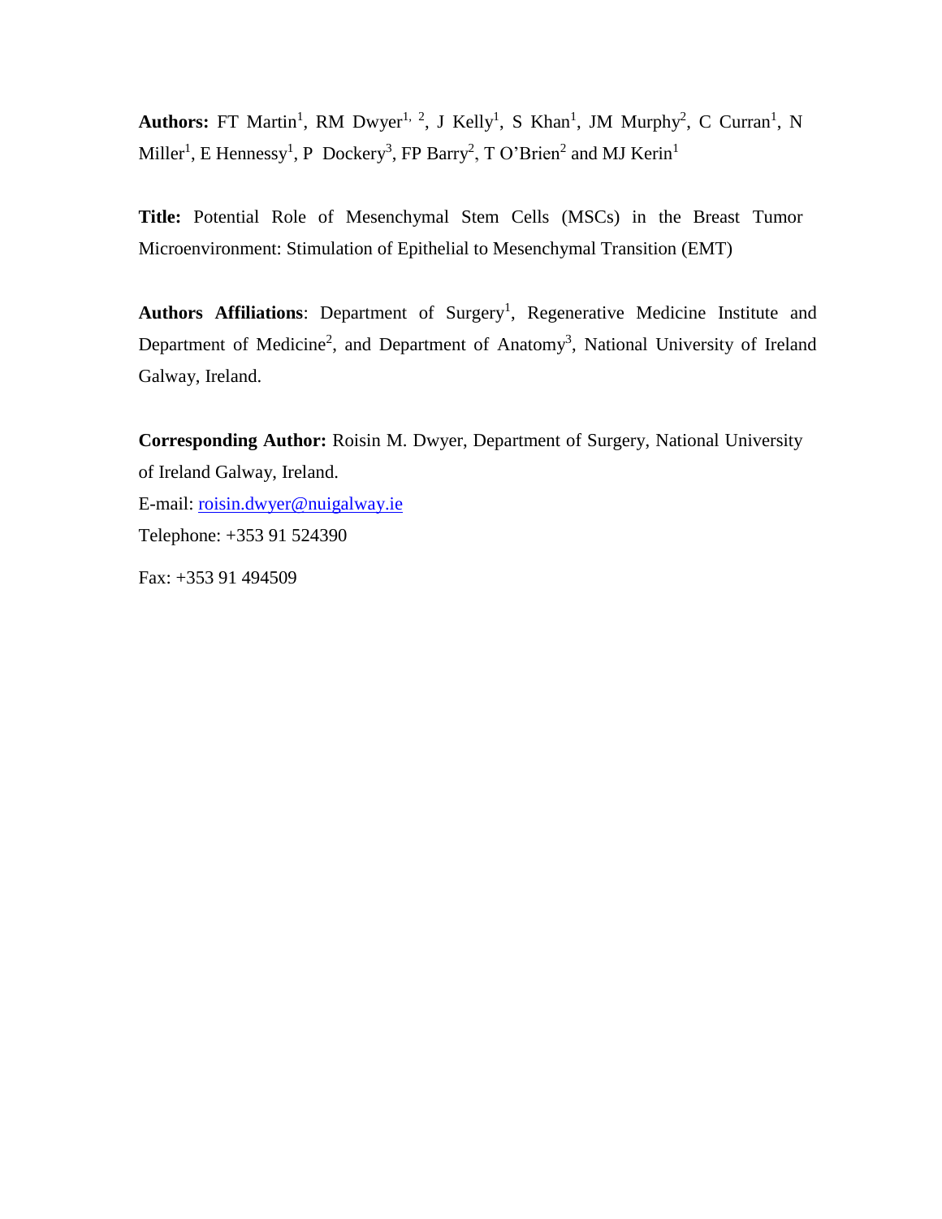**Authors:** FT Martin[1], RM Dwyer[1, 2], J Kelly[1], S Khan[1], JM Murphy[2], C Curran[1], N Miller[1], E Hennessy[1], P Dockery[3], FP Barry[2], T O'Brien[2] and MJ Kerin[1]

**Title:** Potential Role of Mesenchymal Stem Cells (MSCs) in the Breast Tumor Microenvironment: Stimulation of Epithelial to Mesenchymal Transition (EMT)

**Authors Affiliations**: Department of Surgery[1], Regenerative Medicine Institute and Department of Medicine[2], and Department of Anatomy[3], National University of Ireland Galway, Ireland.

**Corresponding Author:** Roisin M. Dwyer, Department of Surgery, National University of Ireland Galway, Ireland.

E-mail: roisin.dwyer@nuigalway.ie

Telephone: +353 91 524390

Fax: +353 91 494509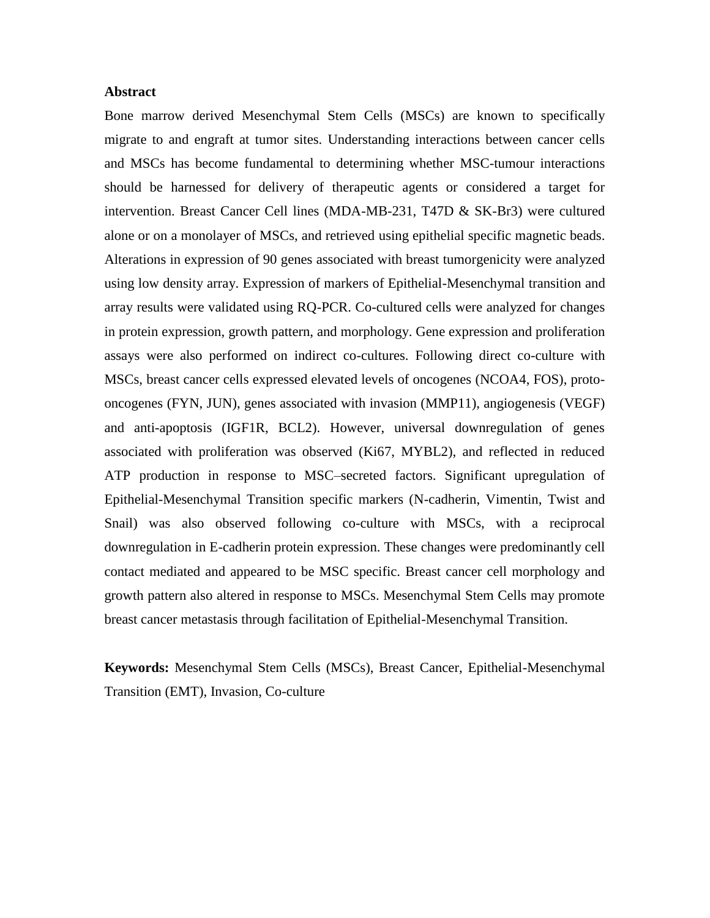## Abstract

Bone marrow derived Mesenchymal Stem Cells (MSCs) are known to specifically migrate to and engraft at tumor sites. Understanding interactions between cancer cells and MSCs has become fundamental to determining whether MSC-tumour interactions should be harnessed for delivery of therapeutic agents or considered a target for intervention. Breast Cancer Cell lines (MDA-MB-231, T47D & SK-Br3) were cultured alone or on a monolayer of MSCs, and retrieved using epithelial specific magnetic beads. Alterations in expression of 90 genes associated with breast tumorgenicity were analyzed using low density array. Expression of markers of Epithelial-Mesenchymal transition and array results were validated using RQ-PCR. Co-cultured cells were analyzed for changes in protein expression, growth pattern, and morphology. Gene expression and proliferation assays were also performed on indirect co-cultures. Following direct co-culture with MSCs, breast cancer cells expressed elevated levels of oncogenes (NCOA4, FOS), proto-oncogenes (FYN, JUN), genes associated with invasion (MMP11), angiogenesis (VEGF) and anti-apoptosis (IGF1R, BCL2). However, universal downregulation of genes associated with proliferation was observed (Ki67, MYBL2), and reflected in reduced ATP production in response to MSC–secreted factors. Significant upregulation of Epithelial-Mesenchymal Transition specific markers (N-cadherin, Vimentin, Twist and Snail) was also observed following co-culture with MSCs, with a reciprocal downregulation in E-cadherin protein expression. These changes were predominantly cell contact mediated and appeared to be MSC specific. Breast cancer cell morphology and growth pattern also altered in response to MSCs. Mesenchymal Stem Cells may promote breast cancer metastasis through facilitation of Epithelial-Mesenchymal Transition.

**Keywords:** Mesenchymal Stem Cells (MSCs), Breast Cancer, Epithelial-Mesenchymal Transition (EMT), Invasion, Co-culture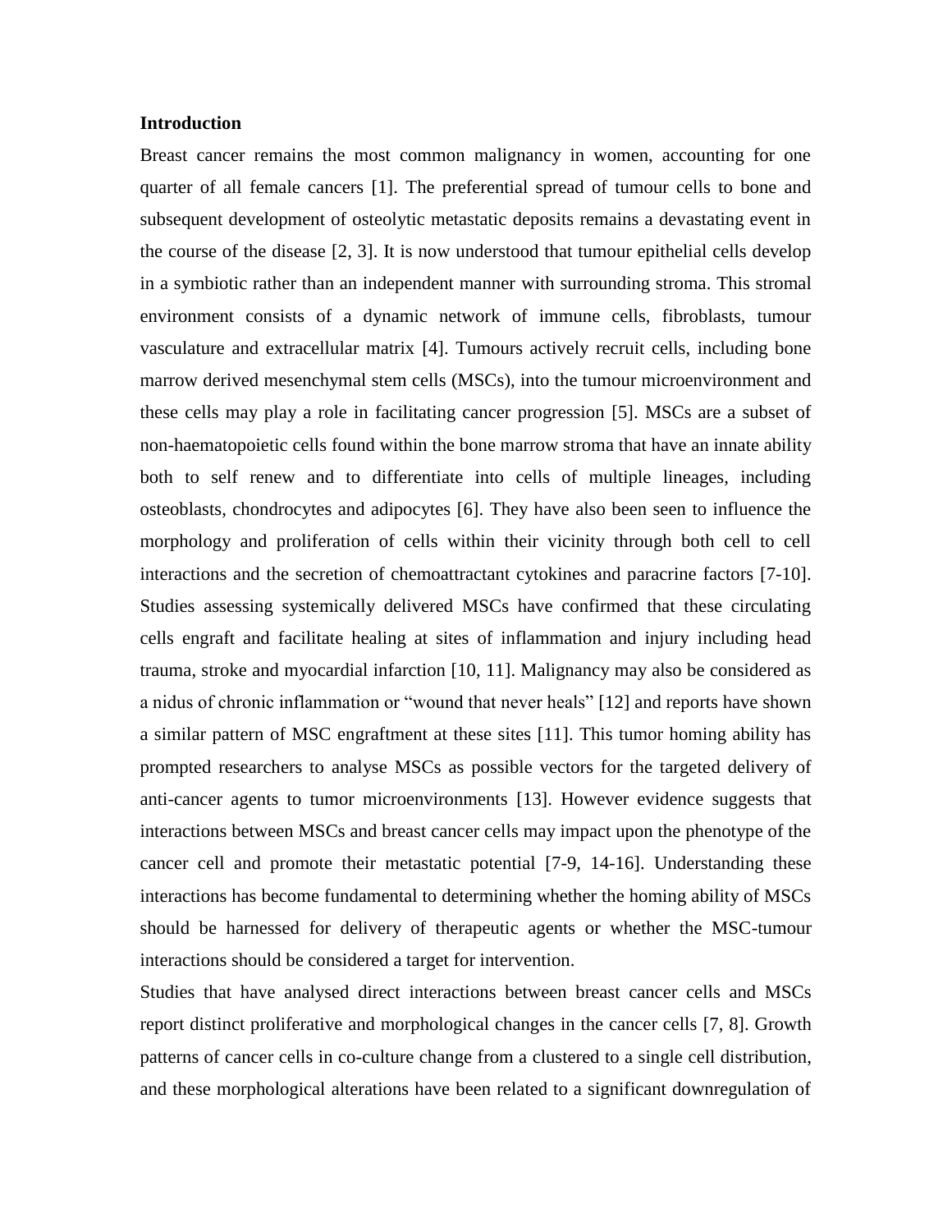## Introduction

Breast cancer remains the most common malignancy in women, accounting for one quarter of all female cancers [1]. The preferential spread of tumour cells to bone and subsequent development of osteolytic metastatic deposits remains a devastating event in the course of the disease [2, 3]. It is now understood that tumour epithelial cells develop in a symbiotic rather than an independent manner with surrounding stroma. This stromal environment consists of a dynamic network of immune cells, fibroblasts, tumour vasculature and extracellular matrix [4]. Tumours actively recruit cells, including bone marrow derived mesenchymal stem cells (MSCs), into the tumour microenvironment and these cells may play a role in facilitating cancer progression [5]. MSCs are a subset of non-haematopoietic cells found within the bone marrow stroma that have an innate ability both to self renew and to differentiate into cells of multiple lineages, including osteoblasts, chondrocytes and adipocytes [6]. They have also been seen to influence the morphology and proliferation of cells within their vicinity through both cell to cell interactions and the secretion of chemoattractant cytokines and paracrine factors [7-10]. Studies assessing systemically delivered MSCs have confirmed that these circulating cells engraft and facilitate healing at sites of inflammation and injury including head trauma, stroke and myocardial infarction [10, 11]. Malignancy may also be considered as a nidus of chronic inflammation or "wound that never heals" [12] and reports have shown a similar pattern of MSC engraftment at these sites [11]. This tumor homing ability has prompted researchers to analyse MSCs as possible vectors for the targeted delivery of anti-cancer agents to tumor microenvironments [13]. However evidence suggests that interactions between MSCs and breast cancer cells may impact upon the phenotype of the cancer cell and promote their metastatic potential [7-9, 14-16]. Understanding these interactions has become fundamental to determining whether the homing ability of MSCs should be harnessed for delivery of therapeutic agents or whether the MSC-tumour interactions should be considered a target for intervention.

Studies that have analysed direct interactions between breast cancer cells and MSCs report distinct proliferative and morphological changes in the cancer cells [7, 8]. Growth patterns of cancer cells in co-culture change from a clustered to a single cell distribution, and these morphological alterations have been related to a significant downregulation of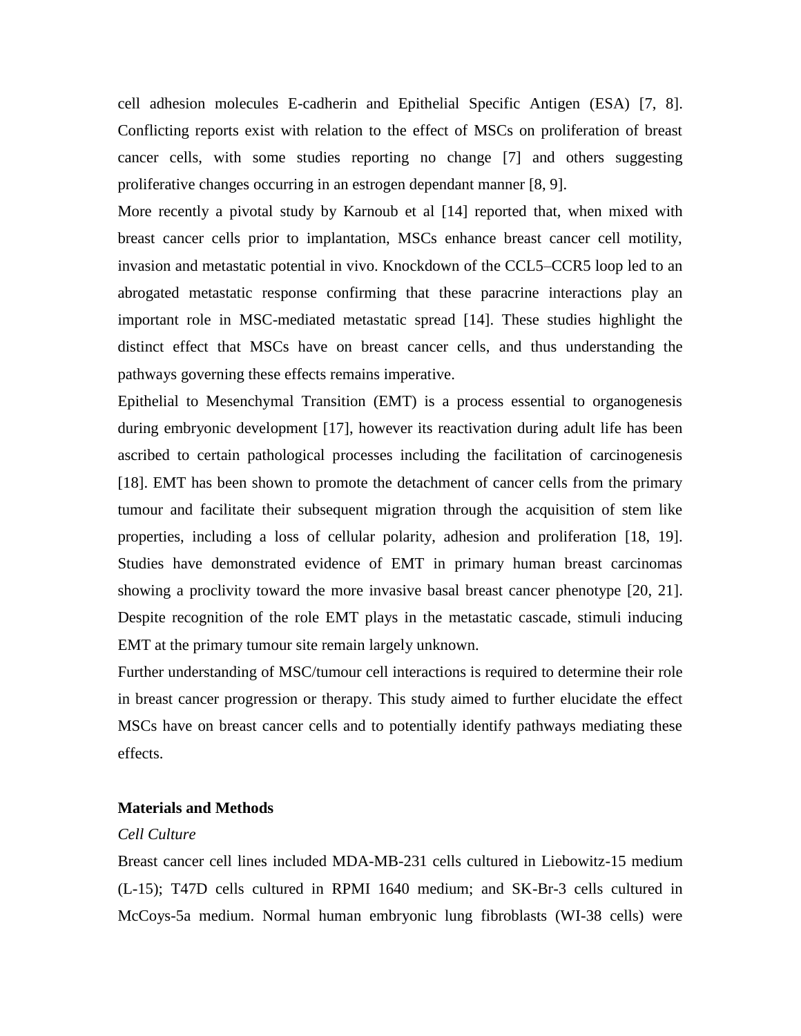cell adhesion molecules E-cadherin and Epithelial Specific Antigen (ESA) [7, 8]. Conflicting reports exist with relation to the effect of MSCs on proliferation of breast cancer cells, with some studies reporting no change [7] and others suggesting proliferative changes occurring in an estrogen dependant manner [8, 9].

More recently a pivotal study by Karnoub et al [14] reported that, when mixed with breast cancer cells prior to implantation, MSCs enhance breast cancer cell motility, invasion and metastatic potential in vivo. Knockdown of the CCL5–CCR5 loop led to an abrogated metastatic response confirming that these paracrine interactions play an important role in MSC-mediated metastatic spread [14]. These studies highlight the distinct effect that MSCs have on breast cancer cells, and thus understanding the pathways governing these effects remains imperative.

Epithelial to Mesenchymal Transition (EMT) is a process essential to organogenesis during embryonic development [17], however its reactivation during adult life has been ascribed to certain pathological processes including the facilitation of carcinogenesis [18]. EMT has been shown to promote the detachment of cancer cells from the primary tumour and facilitate their subsequent migration through the acquisition of stem like properties, including a loss of cellular polarity, adhesion and proliferation [18, 19]. Studies have demonstrated evidence of EMT in primary human breast carcinomas showing a proclivity toward the more invasive basal breast cancer phenotype [20, 21]. Despite recognition of the role EMT plays in the metastatic cascade, stimuli inducing EMT at the primary tumour site remain largely unknown.

Further understanding of MSC/tumour cell interactions is required to determine their role in breast cancer progression or therapy. This study aimed to further elucidate the effect MSCs have on breast cancer cells and to potentially identify pathways mediating these effects.

## Materials and Methods

### *Cell Culture*

Breast cancer cell lines included MDA-MB-231 cells cultured in Liebowitz-15 medium (L-15); T47D cells cultured in RPMI 1640 medium; and SK-Br-3 cells cultured in McCoys-5a medium. Normal human embryonic lung fibroblasts (WI-38 cells) were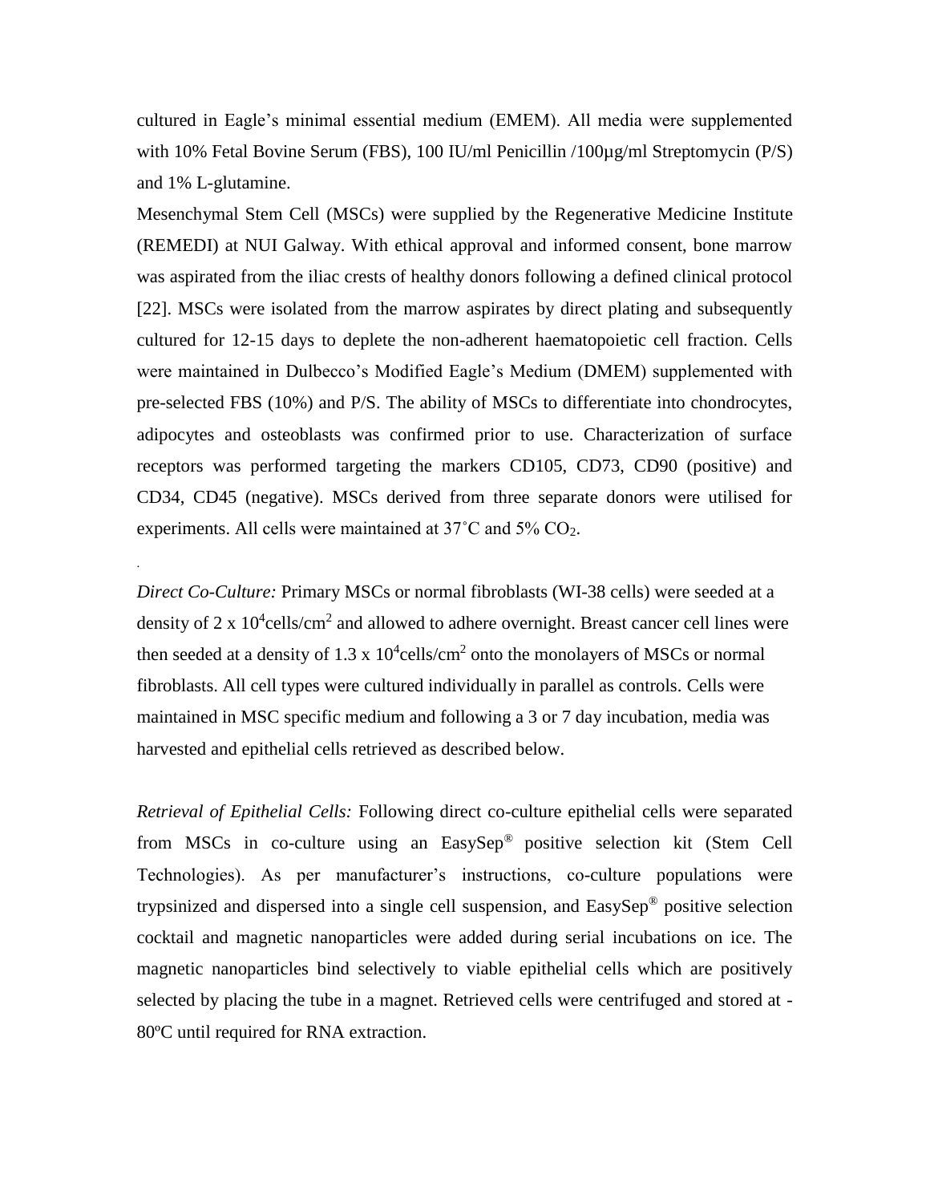cultured in Eagle's minimal essential medium (EMEM). All media were supplemented with 10% Fetal Bovine Serum (FBS), 100 IU/ml Penicillin /100µg/ml Streptomycin (P/S) and 1% L-glutamine.

Mesenchymal Stem Cell (MSCs) were supplied by the Regenerative Medicine Institute (REMEDI) at NUI Galway. With ethical approval and informed consent, bone marrow was aspirated from the iliac crests of healthy donors following a defined clinical protocol [22]. MSCs were isolated from the marrow aspirates by direct plating and subsequently cultured for 12-15 days to deplete the non-adherent haematopoietic cell fraction. Cells were maintained in Dulbecco's Modified Eagle's Medium (DMEM) supplemented with pre-selected FBS (10%) and P/S. The ability of MSCs to differentiate into chondrocytes, adipocytes and osteoblasts was confirmed prior to use. Characterization of surface receptors was performed targeting the markers CD105, CD73, CD90 (positive) and CD34, CD45 (negative). MSCs derived from three separate donors were utilised for experiments. All cells were maintained at 37˚C and 5% $CO_2$.

*Direct Co-Culture:* Primary MSCs or normal fibroblasts (WI-38 cells) were seeded at a density of $2 \times 10^4$cells/cm$^2$ and allowed to adhere overnight. Breast cancer cell lines were then seeded at a density of $1.3 \times 10^4$cells/cm$^2$ onto the monolayers of MSCs or normal fibroblasts. All cell types were cultured individually in parallel as controls. Cells were maintained in MSC specific medium and following a 3 or 7 day incubation, media was harvested and epithelial cells retrieved as described below.

*Retrieval of Epithelial Cells:* Following direct co-culture epithelial cells were separated from MSCs in co-culture using an EasySep® positive selection kit (Stem Cell Technologies). As per manufacturer's instructions, co-culture populations were trypsinized and dispersed into a single cell suspension, and EasySep® positive selection cocktail and magnetic nanoparticles were added during serial incubations on ice. The magnetic nanoparticles bind selectively to viable epithelial cells which are positively selected by placing the tube in a magnet. Retrieved cells were centrifuged and stored at -80ºC until required for RNA extraction.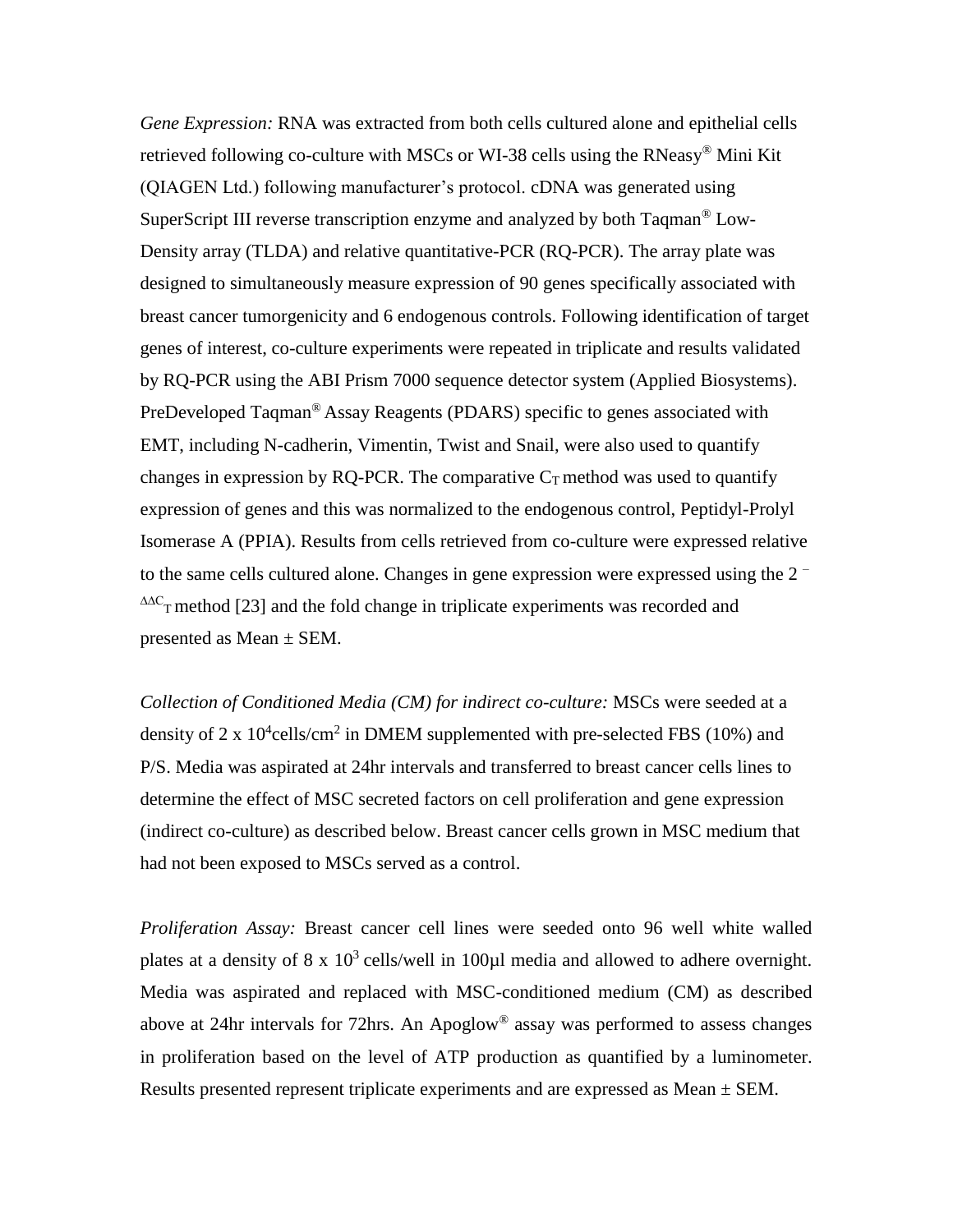*Gene Expression:* RNA was extracted from both cells cultured alone and epithelial cells retrieved following co-culture with MSCs or WI-38 cells using the RNeasy® Mini Kit (QIAGEN Ltd.) following manufacturer's protocol. cDNA was generated using SuperScript III reverse transcription enzyme and analyzed by both Taqman® Low-Density array (TLDA) and relative quantitative-PCR (RQ-PCR). The array plate was designed to simultaneously measure expression of 90 genes specifically associated with breast cancer tumorgenicity and 6 endogenous controls. Following identification of target genes of interest, co-culture experiments were repeated in triplicate and results validated by RQ-PCR using the ABI Prism 7000 sequence detector system (Applied Biosystems). PreDeveloped Taqman® Assay Reagents (PDARS) specific to genes associated with EMT, including N-cadherin, Vimentin, Twist and Snail, were also used to quantify changes in expression by RQ-PCR. The comparative $C_T$ method was used to quantify expression of genes and this was normalized to the endogenous control, Peptidyl-Prolyl Isomerase A (PPIA). Results from cells retrieved from co-culture were expressed relative to the same cells cultured alone. Changes in gene expression were expressed using the $2^{-\Delta\Delta C_T}$ method [23] and the fold change in triplicate experiments was recorded and presented as Mean ± SEM.

*Collection of Conditioned Media (CM) for indirect co-culture:* MSCs were seeded at a density of 2 x $10^4$cells/$cm^2$ in DMEM supplemented with pre-selected FBS (10%) and P/S. Media was aspirated at 24hr intervals and transferred to breast cancer cells lines to determine the effect of MSC secreted factors on cell proliferation and gene expression (indirect co-culture) as described below. Breast cancer cells grown in MSC medium that had not been exposed to MSCs served as a control.

*Proliferation Assay:* Breast cancer cell lines were seeded onto 96 well white walled plates at a density of 8 x $10^3$ cells/well in 100µl media and allowed to adhere overnight. Media was aspirated and replaced with MSC-conditioned medium (CM) as described above at 24hr intervals for 72hrs. An Apoglow® assay was performed to assess changes in proliferation based on the level of ATP production as quantified by a luminometer. Results presented represent triplicate experiments and are expressed as Mean ± SEM.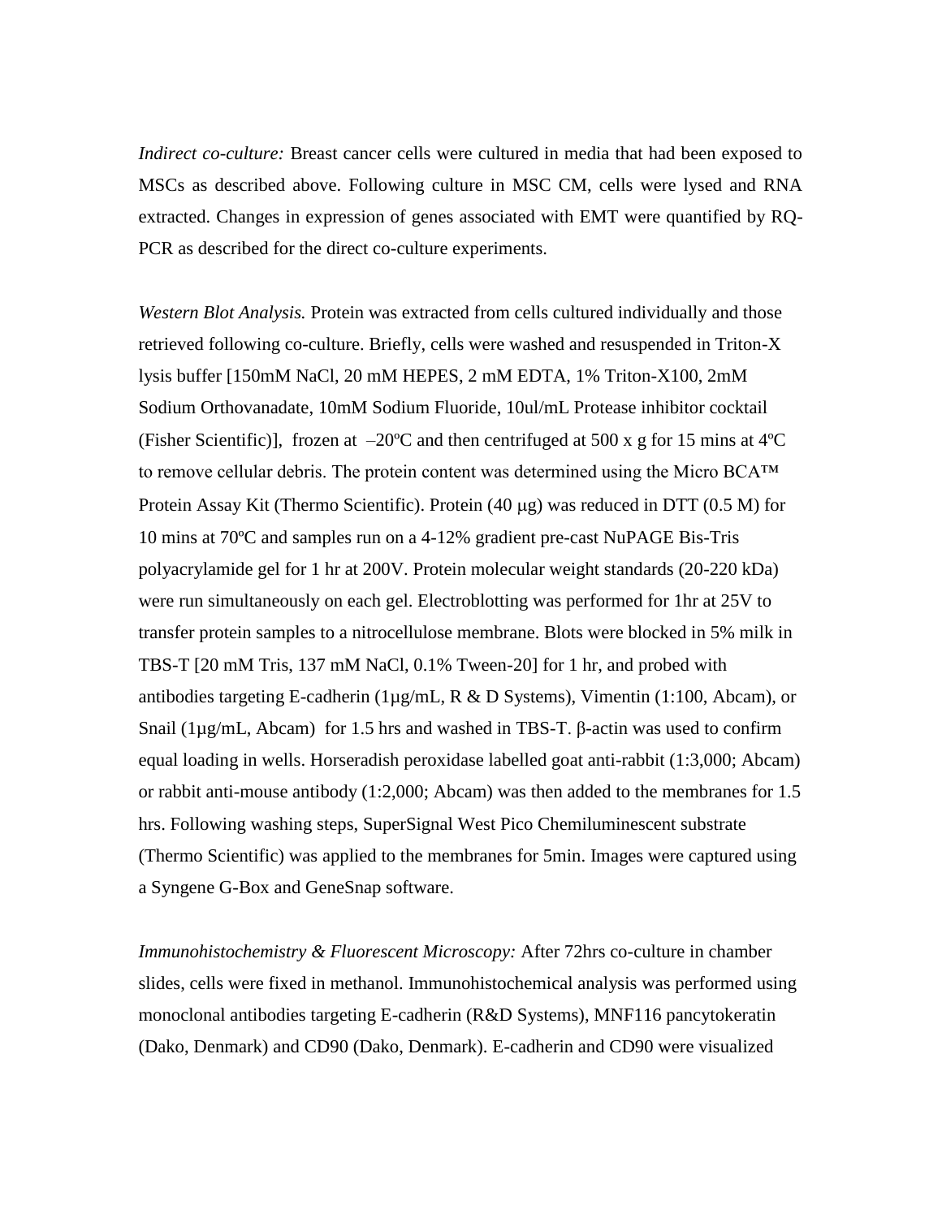*Indirect co-culture:* Breast cancer cells were cultured in media that had been exposed to MSCs as described above. Following culture in MSC CM, cells were lysed and RNA extracted. Changes in expression of genes associated with EMT were quantified by RQ-PCR as described for the direct co-culture experiments.

*Western Blot Analysis.* Protein was extracted from cells cultured individually and those retrieved following co-culture. Briefly, cells were washed and resuspended in Triton-X lysis buffer [150mM NaCl, 20 mM HEPES, 2 mM EDTA, 1% Triton-X100, 2mM Sodium Orthovanadate, 10mM Sodium Fluoride, 10ul/mL Protease inhibitor cocktail (Fisher Scientific)], frozen at –20ºC and then centrifuged at 500 x g for 15 mins at 4ºC to remove cellular debris. The protein content was determined using the Micro BCA™ Protein Assay Kit (Thermo Scientific). Protein (40 μg) was reduced in DTT (0.5 M) for 10 mins at 70ºC and samples run on a 4-12% gradient pre-cast NuPAGE Bis-Tris polyacrylamide gel for 1 hr at 200V. Protein molecular weight standards (20-220 kDa) were run simultaneously on each gel. Electroblotting was performed for 1hr at 25V to transfer protein samples to a nitrocellulose membrane. Blots were blocked in 5% milk in TBS-T [20 mM Tris, 137 mM NaCl, 0.1% Tween-20] for 1 hr, and probed with antibodies targeting E-cadherin (1µg/mL, R & D Systems), Vimentin (1:100, Abcam), or Snail (1µg/mL, Abcam) for 1.5 hrs and washed in TBS-T. β-actin was used to confirm equal loading in wells. Horseradish peroxidase labelled goat anti-rabbit (1:3,000; Abcam) or rabbit anti-mouse antibody (1:2,000; Abcam) was then added to the membranes for 1.5 hrs. Following washing steps, SuperSignal West Pico Chemiluminescent substrate (Thermo Scientific) was applied to the membranes for 5min. Images were captured using a Syngene G-Box and GeneSnap software.

*Immunohistochemistry & Fluorescent Microscopy:* After 72hrs co-culture in chamber slides, cells were fixed in methanol. Immunohistochemical analysis was performed using monoclonal antibodies targeting E-cadherin (R&D Systems), MNF116 pancytokeratin (Dako, Denmark) and CD90 (Dako, Denmark). E-cadherin and CD90 were visualized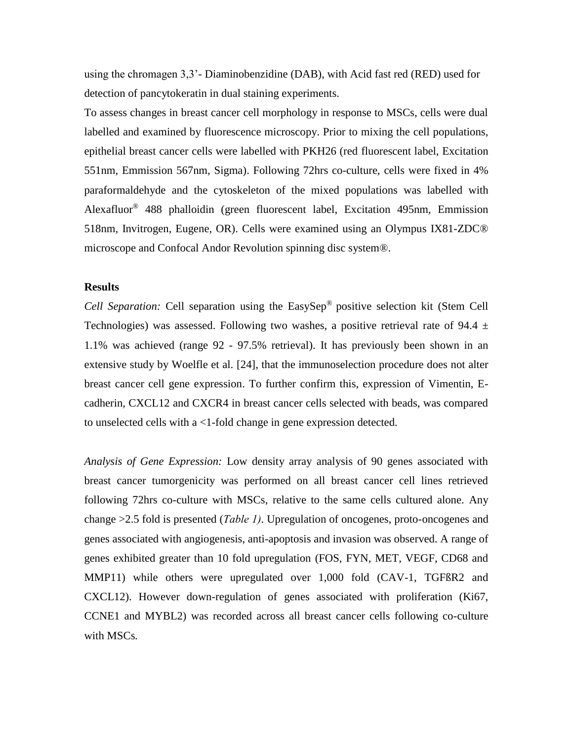using the chromagen 3,3'- Diaminobenzidine (DAB), with Acid fast red (RED) used for detection of pancytokeratin in dual staining experiments.

To assess changes in breast cancer cell morphology in response to MSCs, cells were dual labelled and examined by fluorescence microscopy. Prior to mixing the cell populations, epithelial breast cancer cells were labelled with PKH26 (red fluorescent label, Excitation 551nm, Emmission 567nm, Sigma). Following 72hrs co-culture, cells were fixed in 4% paraformaldehyde and the cytoskeleton of the mixed populations was labelled with Alexafluor® 488 phalloidin (green fluorescent label, Excitation 495nm, Emmission 518nm, Invitrogen, Eugene, OR). Cells were examined using an Olympus IX81-ZDC® microscope and Confocal Andor Revolution spinning disc system®.

## Results

*Cell Separation:* Cell separation using the EasySep® positive selection kit (Stem Cell Technologies) was assessed. Following two washes, a positive retrieval rate of 94.4 ± 1.1% was achieved (range 92 - 97.5% retrieval). It has previously been shown in an extensive study by Woelfle et al. [24], that the immunoselection procedure does not alter breast cancer cell gene expression. To further confirm this, expression of Vimentin, E-cadherin, CXCL12 and CXCR4 in breast cancer cells selected with beads, was compared to unselected cells with a <1-fold change in gene expression detected.

*Analysis of Gene Expression:* Low density array analysis of 90 genes associated with breast cancer tumorgenicity was performed on all breast cancer cell lines retrieved following 72hrs co-culture with MSCs, relative to the same cells cultured alone. Any change >2.5 fold is presented (*Table 1)*. Upregulation of oncogenes, proto-oncogenes and genes associated with angiogenesis, anti-apoptosis and invasion was observed. A range of genes exhibited greater than 10 fold upregulation (FOS, FYN, MET, VEGF, CD68 and MMP11) while others were upregulated over 1,000 fold (CAV-1, TGFßR2 and CXCL12). However down-regulation of genes associated with proliferation (Ki67, CCNE1 and MYBL2) was recorded across all breast cancer cells following co-culture with MSCs.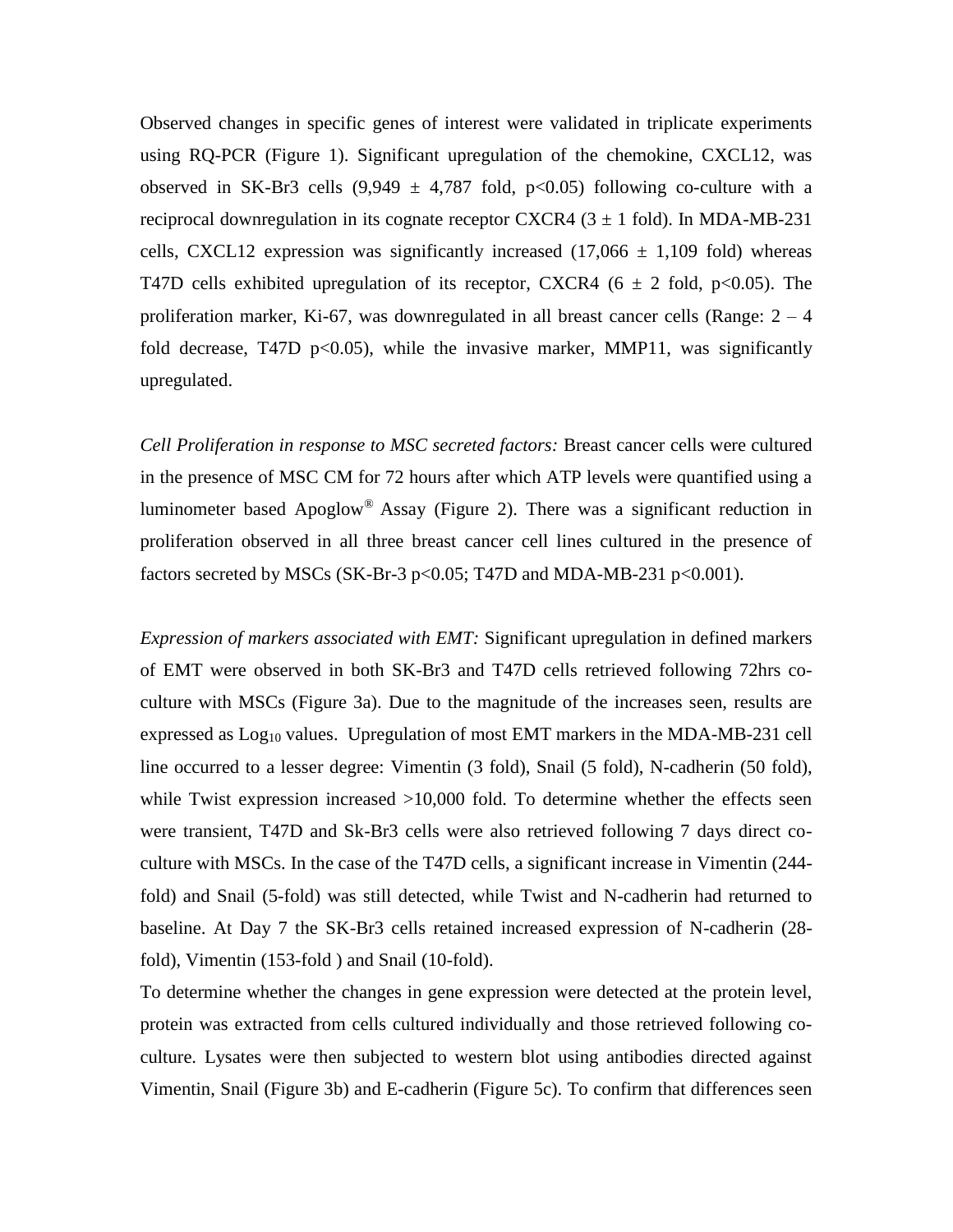Observed changes in specific genes of interest were validated in triplicate experiments using RQ-PCR (Figure 1). Significant upregulation of the chemokine, CXCL12, was observed in SK-Br3 cells ($9{,}949 \pm 4{,}787$ fold, $p<0.05$) following co-culture with a reciprocal downregulation in its cognate receptor CXCR4 ($3 \pm 1$ fold). In MDA-MB-231 cells, CXCL12 expression was significantly increased ($17{,}066 \pm 1{,}109$ fold) whereas T47D cells exhibited upregulation of its receptor, CXCR4 ($6 \pm 2$ fold, $p<0.05$). The proliferation marker, Ki-67, was downregulated in all breast cancer cells (Range: 2 – 4 fold decrease, T47D $p<0.05$), while the invasive marker, MMP11, was significantly upregulated.

*Cell Proliferation in response to MSC secreted factors:* Breast cancer cells were cultured in the presence of MSC CM for 72 hours after which ATP levels were quantified using a luminometer based Apoglow® Assay (Figure 2). There was a significant reduction in proliferation observed in all three breast cancer cell lines cultured in the presence of factors secreted by MSCs (SK-Br-3 $p<0.05$; T47D and MDA-MB-231 $p<0.001$).

*Expression of markers associated with EMT:* Significant upregulation in defined markers of EMT were observed in both SK-Br3 and T47D cells retrieved following 72hrs co-culture with MSCs (Figure 3a). Due to the magnitude of the increases seen, results are expressed as $Log_{10}$ values. Upregulation of most EMT markers in the MDA-MB-231 cell line occurred to a lesser degree: Vimentin (3 fold), Snail (5 fold), N-cadherin (50 fold), while Twist expression increased >10,000 fold. To determine whether the effects seen were transient, T47D and Sk-Br3 cells were also retrieved following 7 days direct co-culture with MSCs. In the case of the T47D cells, a significant increase in Vimentin (244-fold) and Snail (5-fold) was still detected, while Twist and N-cadherin had returned to baseline. At Day 7 the SK-Br3 cells retained increased expression of N-cadherin (28-fold), Vimentin (153-fold ) and Snail (10-fold).

To determine whether the changes in gene expression were detected at the protein level, protein was extracted from cells cultured individually and those retrieved following co-culture. Lysates were then subjected to western blot using antibodies directed against Vimentin, Snail (Figure 3b) and E-cadherin (Figure 5c). To confirm that differences seen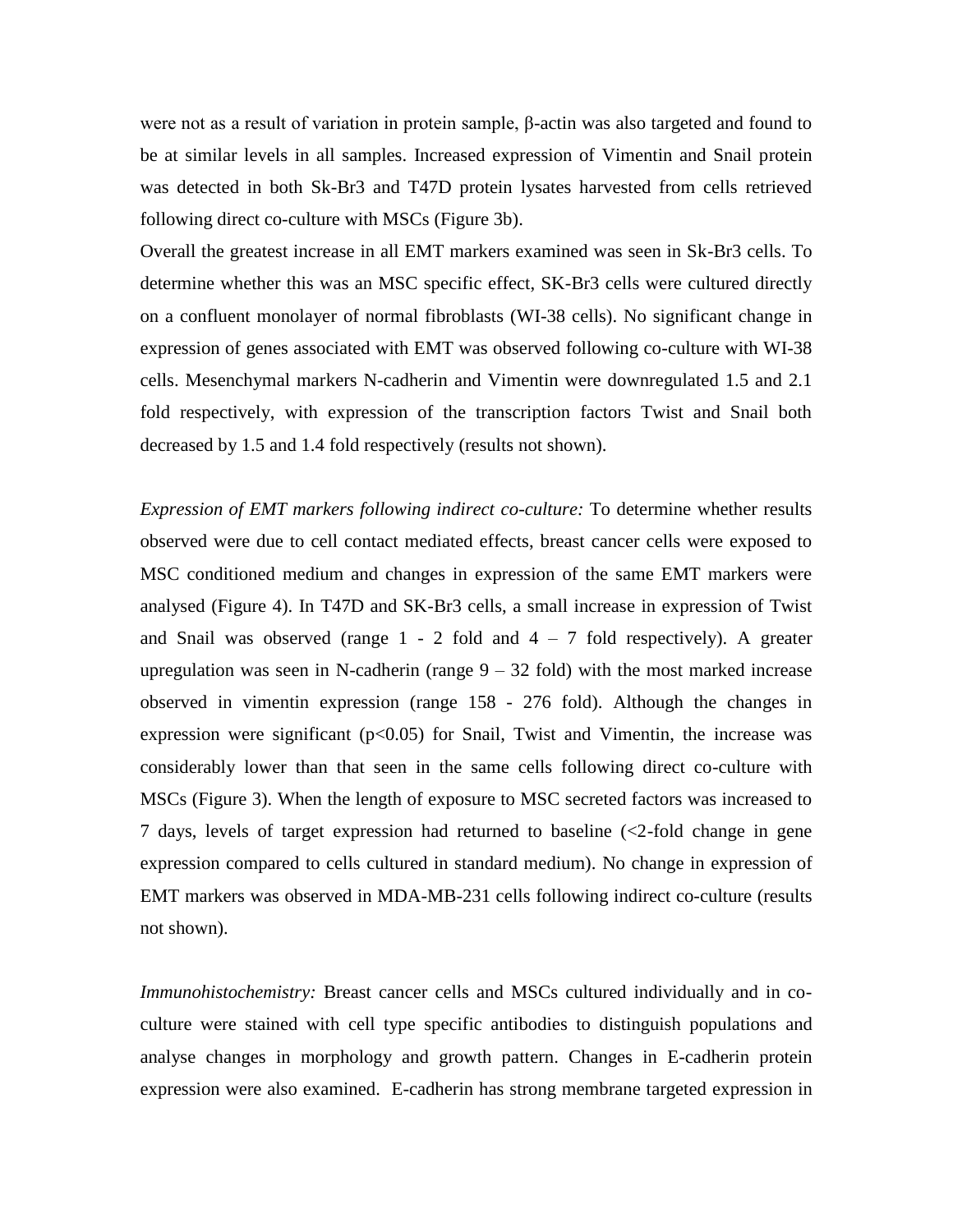were not as a result of variation in protein sample, β-actin was also targeted and found to be at similar levels in all samples. Increased expression of Vimentin and Snail protein was detected in both Sk-Br3 and T47D protein lysates harvested from cells retrieved following direct co-culture with MSCs (Figure 3b).

Overall the greatest increase in all EMT markers examined was seen in Sk-Br3 cells. To determine whether this was an MSC specific effect, SK-Br3 cells were cultured directly on a confluent monolayer of normal fibroblasts (WI-38 cells). No significant change in expression of genes associated with EMT was observed following co-culture with WI-38 cells. Mesenchymal markers N-cadherin and Vimentin were downregulated 1.5 and 2.1 fold respectively, with expression of the transcription factors Twist and Snail both decreased by 1.5 and 1.4 fold respectively (results not shown).

*Expression of EMT markers following indirect co-culture:* To determine whether results observed were due to cell contact mediated effects, breast cancer cells were exposed to MSC conditioned medium and changes in expression of the same EMT markers were analysed (Figure 4). In T47D and SK-Br3 cells, a small increase in expression of Twist and Snail was observed (range 1 - 2 fold and 4 – 7 fold respectively). A greater upregulation was seen in N-cadherin (range 9 – 32 fold) with the most marked increase observed in vimentin expression (range 158 - 276 fold). Although the changes in expression were significant ($p<0.05$) for Snail, Twist and Vimentin, the increase was considerably lower than that seen in the same cells following direct co-culture with MSCs (Figure 3). When the length of exposure to MSC secreted factors was increased to 7 days, levels of target expression had returned to baseline (<2-fold change in gene expression compared to cells cultured in standard medium). No change in expression of EMT markers was observed in MDA-MB-231 cells following indirect co-culture (results not shown).

*Immunohistochemistry:* Breast cancer cells and MSCs cultured individually and in co-culture were stained with cell type specific antibodies to distinguish populations and analyse changes in morphology and growth pattern. Changes in E-cadherin protein expression were also examined. E-cadherin has strong membrane targeted expression in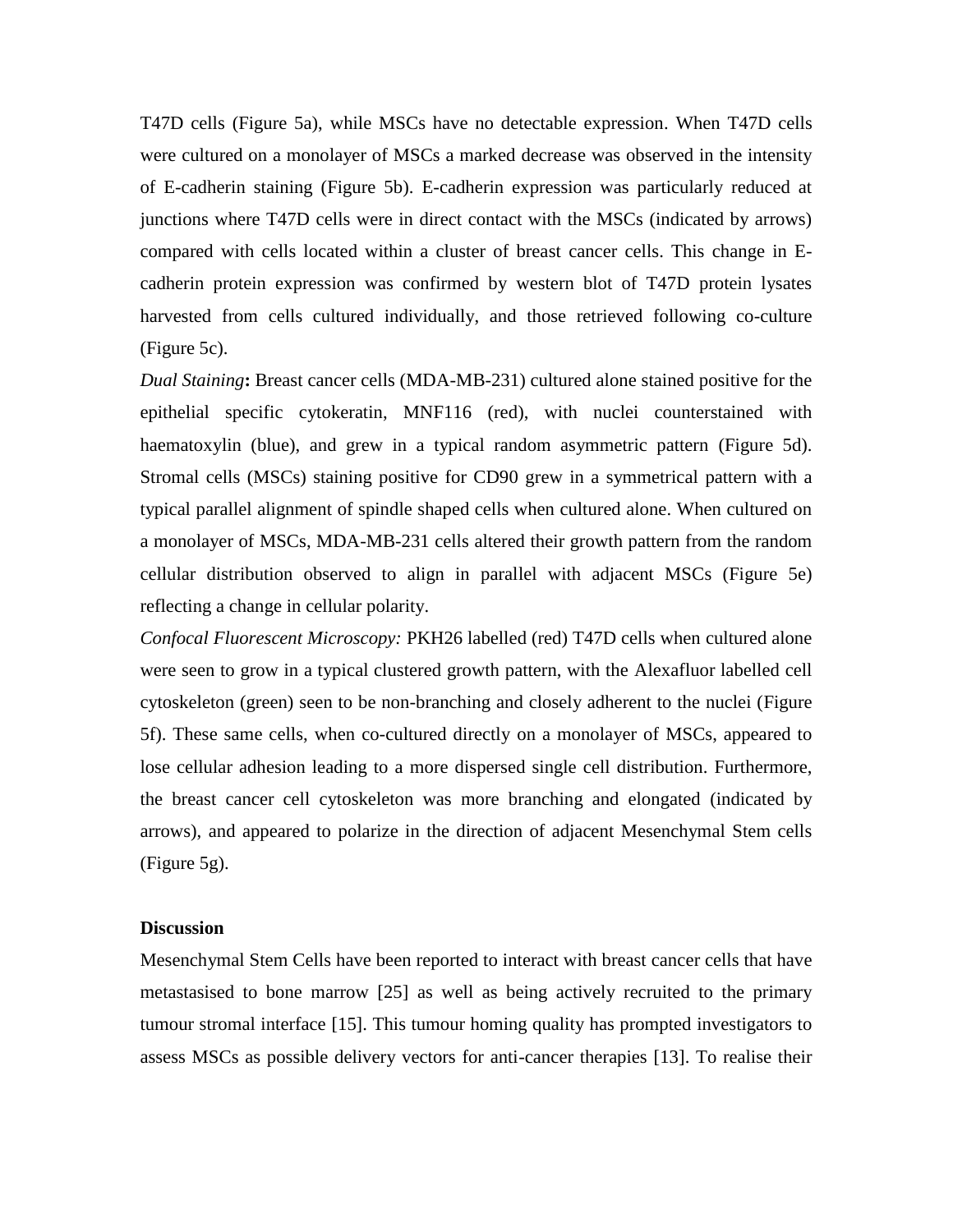T47D cells (Figure 5a), while MSCs have no detectable expression. When T47D cells were cultured on a monolayer of MSCs a marked decrease was observed in the intensity of E-cadherin staining (Figure 5b). E-cadherin expression was particularly reduced at junctions where T47D cells were in direct contact with the MSCs (indicated by arrows) compared with cells located within a cluster of breast cancer cells. This change in E-cadherin protein expression was confirmed by western blot of T47D protein lysates harvested from cells cultured individually, and those retrieved following co-culture (Figure 5c).

*Dual Staining***:** Breast cancer cells (MDA-MB-231) cultured alone stained positive for the epithelial specific cytokeratin, MNF116 (red), with nuclei counterstained with haematoxylin (blue), and grew in a typical random asymmetric pattern (Figure 5d). Stromal cells (MSCs) staining positive for CD90 grew in a symmetrical pattern with a typical parallel alignment of spindle shaped cells when cultured alone. When cultured on a monolayer of MSCs, MDA-MB-231 cells altered their growth pattern from the random cellular distribution observed to align in parallel with adjacent MSCs (Figure 5e) reflecting a change in cellular polarity.

*Confocal Fluorescent Microscopy:* PKH26 labelled (red) T47D cells when cultured alone were seen to grow in a typical clustered growth pattern, with the Alexafluor labelled cell cytoskeleton (green) seen to be non-branching and closely adherent to the nuclei (Figure 5f). These same cells, when co-cultured directly on a monolayer of MSCs, appeared to lose cellular adhesion leading to a more dispersed single cell distribution. Furthermore, the breast cancer cell cytoskeleton was more branching and elongated (indicated by arrows), and appeared to polarize in the direction of adjacent Mesenchymal Stem cells (Figure 5g).

**Discussion**

Mesenchymal Stem Cells have been reported to interact with breast cancer cells that have metastasised to bone marrow [25] as well as being actively recruited to the primary tumour stromal interface [15]. This tumour homing quality has prompted investigators to assess MSCs as possible delivery vectors for anti-cancer therapies [13]. To realise their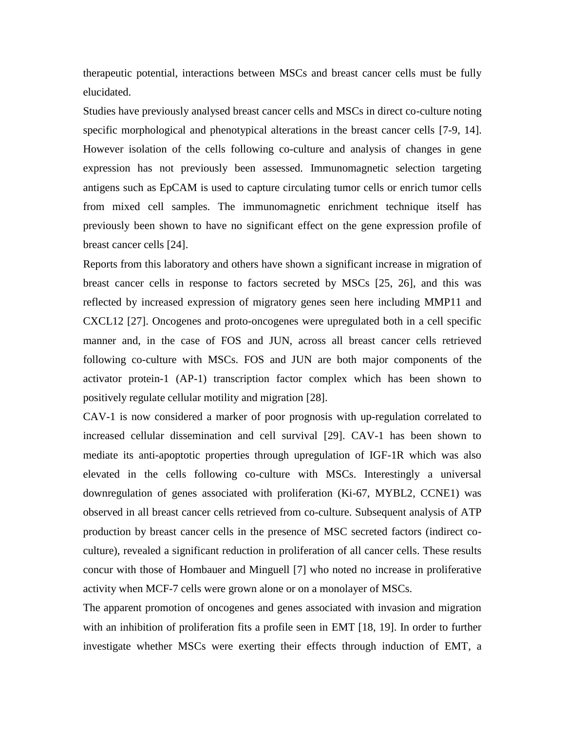therapeutic potential, interactions between MSCs and breast cancer cells must be fully elucidated.

Studies have previously analysed breast cancer cells and MSCs in direct co-culture noting specific morphological and phenotypical alterations in the breast cancer cells [7-9, 14]. However isolation of the cells following co-culture and analysis of changes in gene expression has not previously been assessed. Immunomagnetic selection targeting antigens such as EpCAM is used to capture circulating tumor cells or enrich tumor cells from mixed cell samples. The immunomagnetic enrichment technique itself has previously been shown to have no significant effect on the gene expression profile of breast cancer cells [24].

Reports from this laboratory and others have shown a significant increase in migration of breast cancer cells in response to factors secreted by MSCs [25, 26], and this was reflected by increased expression of migratory genes seen here including MMP11 and CXCL12 [27]. Oncogenes and proto-oncogenes were upregulated both in a cell specific manner and, in the case of FOS and JUN, across all breast cancer cells retrieved following co-culture with MSCs. FOS and JUN are both major components of the activator protein-1 (AP-1) transcription factor complex which has been shown to positively regulate cellular motility and migration [28].

CAV-1 is now considered a marker of poor prognosis with up-regulation correlated to increased cellular dissemination and cell survival [29]. CAV-1 has been shown to mediate its anti-apoptotic properties through upregulation of IGF-1R which was also elevated in the cells following co-culture with MSCs. Interestingly a universal downregulation of genes associated with proliferation (Ki-67, MYBL2, CCNE1) was observed in all breast cancer cells retrieved from co-culture. Subsequent analysis of ATP production by breast cancer cells in the presence of MSC secreted factors (indirect co-culture), revealed a significant reduction in proliferation of all cancer cells. These results concur with those of Hombauer and Minguell [7] who noted no increase in proliferative activity when MCF-7 cells were grown alone or on a monolayer of MSCs.

The apparent promotion of oncogenes and genes associated with invasion and migration with an inhibition of proliferation fits a profile seen in EMT [18, 19]. In order to further investigate whether MSCs were exerting their effects through induction of EMT, a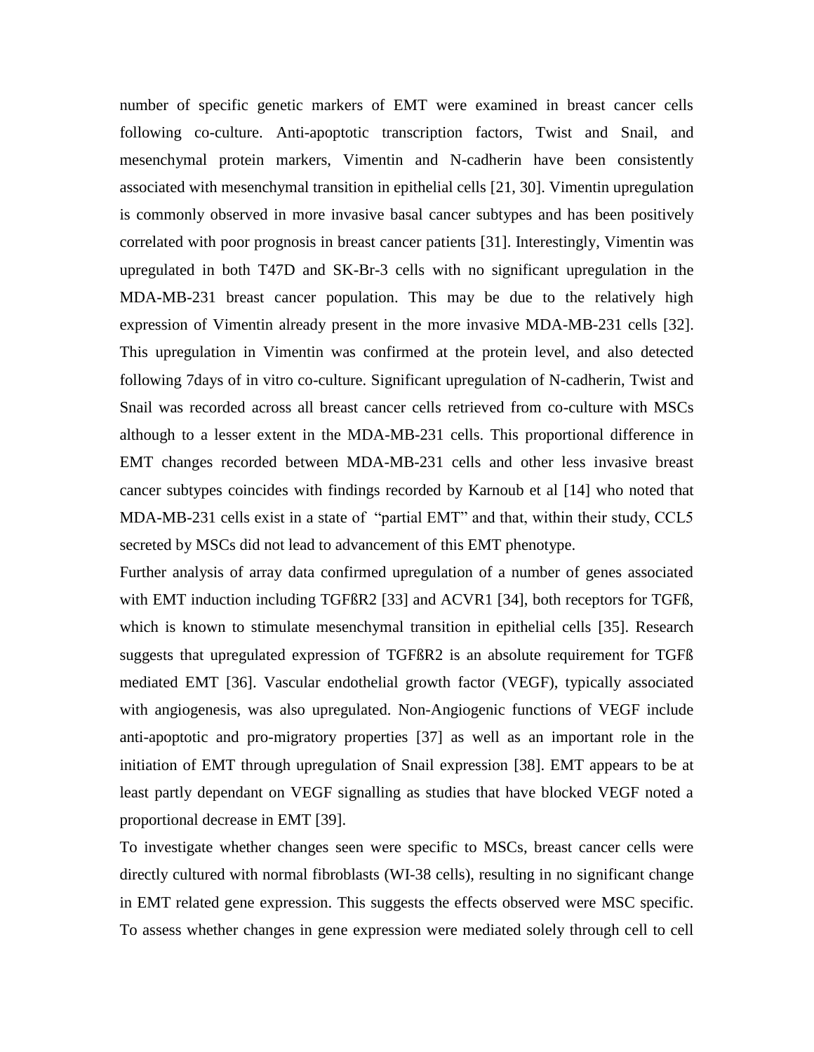number of specific genetic markers of EMT were examined in breast cancer cells following co-culture. Anti-apoptotic transcription factors, Twist and Snail, and mesenchymal protein markers, Vimentin and N-cadherin have been consistently associated with mesenchymal transition in epithelial cells [21, 30]. Vimentin upregulation is commonly observed in more invasive basal cancer subtypes and has been positively correlated with poor prognosis in breast cancer patients [31]. Interestingly, Vimentin was upregulated in both T47D and SK-Br-3 cells with no significant upregulation in the MDA-MB-231 breast cancer population. This may be due to the relatively high expression of Vimentin already present in the more invasive MDA-MB-231 cells [32]. This upregulation in Vimentin was confirmed at the protein level, and also detected following 7days of in vitro co-culture. Significant upregulation of N-cadherin, Twist and Snail was recorded across all breast cancer cells retrieved from co-culture with MSCs although to a lesser extent in the MDA-MB-231 cells. This proportional difference in EMT changes recorded between MDA-MB-231 cells and other less invasive breast cancer subtypes coincides with findings recorded by Karnoub et al [14] who noted that MDA-MB-231 cells exist in a state of "partial EMT" and that, within their study, CCL5 secreted by MSCs did not lead to advancement of this EMT phenotype.

Further analysis of array data confirmed upregulation of a number of genes associated with EMT induction including TGFßR2 [33] and ACVR1 [34], both receptors for TGFß, which is known to stimulate mesenchymal transition in epithelial cells [35]. Research suggests that upregulated expression of TGFßR2 is an absolute requirement for TGFß mediated EMT [36]. Vascular endothelial growth factor (VEGF), typically associated with angiogenesis, was also upregulated. Non-Angiogenic functions of VEGF include anti-apoptotic and pro-migratory properties [37] as well as an important role in the initiation of EMT through upregulation of Snail expression [38]. EMT appears to be at least partly dependant on VEGF signalling as studies that have blocked VEGF noted a proportional decrease in EMT [39].

To investigate whether changes seen were specific to MSCs, breast cancer cells were directly cultured with normal fibroblasts (WI-38 cells), resulting in no significant change in EMT related gene expression. This suggests the effects observed were MSC specific. To assess whether changes in gene expression were mediated solely through cell to cell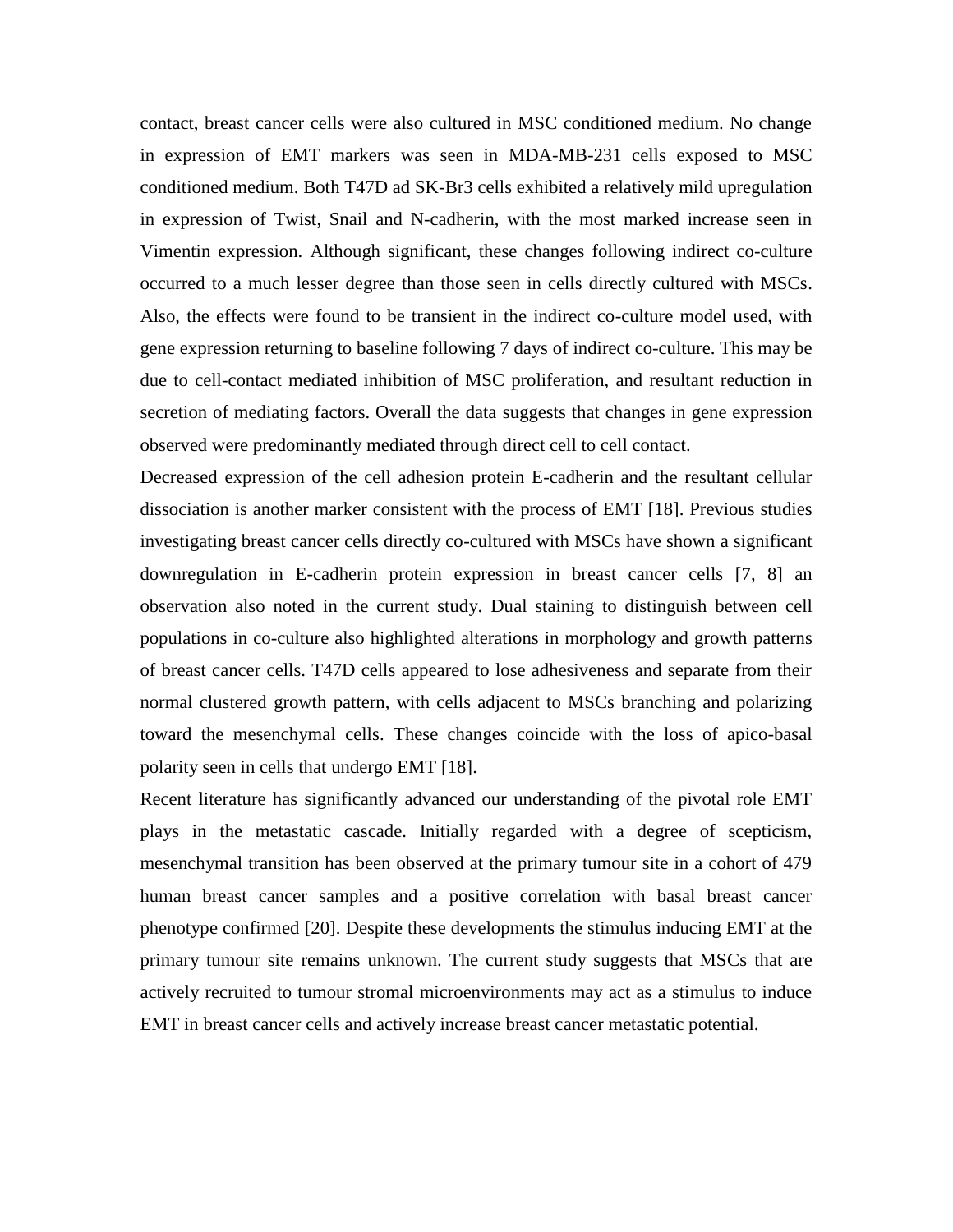contact, breast cancer cells were also cultured in MSC conditioned medium. No change in expression of EMT markers was seen in MDA-MB-231 cells exposed to MSC conditioned medium. Both T47D ad SK-Br3 cells exhibited a relatively mild upregulation in expression of Twist, Snail and N-cadherin, with the most marked increase seen in Vimentin expression. Although significant, these changes following indirect co-culture occurred to a much lesser degree than those seen in cells directly cultured with MSCs. Also, the effects were found to be transient in the indirect co-culture model used, with gene expression returning to baseline following 7 days of indirect co-culture. This may be due to cell-contact mediated inhibition of MSC proliferation, and resultant reduction in secretion of mediating factors. Overall the data suggests that changes in gene expression observed were predominantly mediated through direct cell to cell contact.

Decreased expression of the cell adhesion protein E-cadherin and the resultant cellular dissociation is another marker consistent with the process of EMT [18]. Previous studies investigating breast cancer cells directly co-cultured with MSCs have shown a significant downregulation in E-cadherin protein expression in breast cancer cells [7, 8] an observation also noted in the current study. Dual staining to distinguish between cell populations in co-culture also highlighted alterations in morphology and growth patterns of breast cancer cells. T47D cells appeared to lose adhesiveness and separate from their normal clustered growth pattern, with cells adjacent to MSCs branching and polarizing toward the mesenchymal cells. These changes coincide with the loss of apico-basal polarity seen in cells that undergo EMT [18].

Recent literature has significantly advanced our understanding of the pivotal role EMT plays in the metastatic cascade. Initially regarded with a degree of scepticism, mesenchymal transition has been observed at the primary tumour site in a cohort of 479 human breast cancer samples and a positive correlation with basal breast cancer phenotype confirmed [20]. Despite these developments the stimulus inducing EMT at the primary tumour site remains unknown. The current study suggests that MSCs that are actively recruited to tumour stromal microenvironments may act as a stimulus to induce EMT in breast cancer cells and actively increase breast cancer metastatic potential.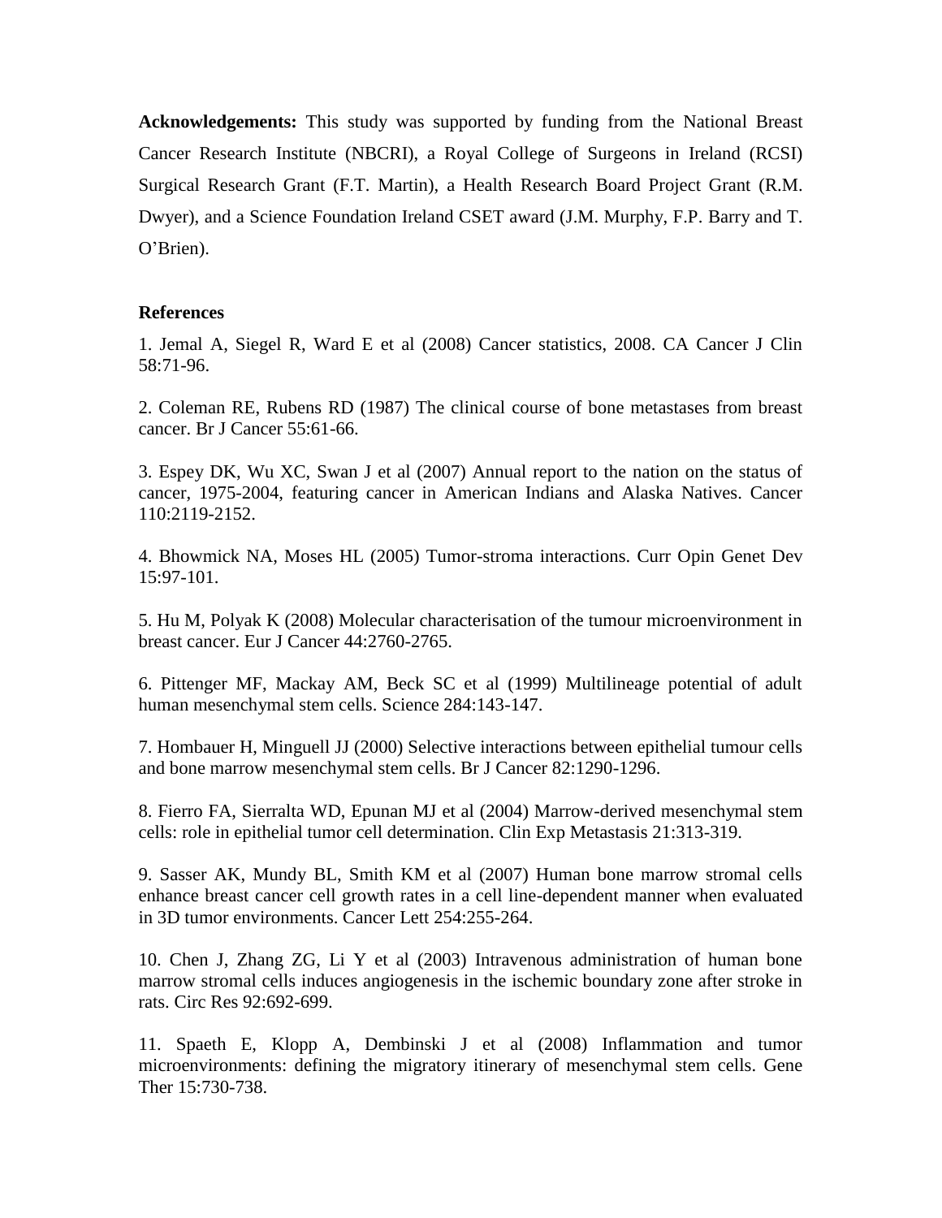**Acknowledgements:** This study was supported by funding from the National Breast Cancer Research Institute (NBCRI), a Royal College of Surgeons in Ireland (RCSI) Surgical Research Grant (F.T. Martin), a Health Research Board Project Grant (R.M. Dwyer), and a Science Foundation Ireland CSET award (J.M. Murphy, F.P. Barry and T. O'Brien).

**References**

1. Jemal A, Siegel R, Ward E et al (2008) Cancer statistics, 2008. CA Cancer J Clin 58:71-96.

2. Coleman RE, Rubens RD (1987) The clinical course of bone metastases from breast cancer. Br J Cancer 55:61-66.

3. Espey DK, Wu XC, Swan J et al (2007) Annual report to the nation on the status of cancer, 1975-2004, featuring cancer in American Indians and Alaska Natives. Cancer 110:2119-2152.

4. Bhowmick NA, Moses HL (2005) Tumor-stroma interactions. Curr Opin Genet Dev 15:97-101.

5. Hu M, Polyak K (2008) Molecular characterisation of the tumour microenvironment in breast cancer. Eur J Cancer 44:2760-2765.

6. Pittenger MF, Mackay AM, Beck SC et al (1999) Multilineage potential of adult human mesenchymal stem cells. Science 284:143-147.

7. Hombauer H, Minguell JJ (2000) Selective interactions between epithelial tumour cells and bone marrow mesenchymal stem cells. Br J Cancer 82:1290-1296.

8. Fierro FA, Sierralta WD, Epunan MJ et al (2004) Marrow-derived mesenchymal stem cells: role in epithelial tumor cell determination. Clin Exp Metastasis 21:313-319.

9. Sasser AK, Mundy BL, Smith KM et al (2007) Human bone marrow stromal cells enhance breast cancer cell growth rates in a cell line-dependent manner when evaluated in 3D tumor environments. Cancer Lett 254:255-264.

10. Chen J, Zhang ZG, Li Y et al (2003) Intravenous administration of human bone marrow stromal cells induces angiogenesis in the ischemic boundary zone after stroke in rats. Circ Res 92:692-699.

11. Spaeth E, Klopp A, Dembinski J et al (2008) Inflammation and tumor microenvironments: defining the migratory itinerary of mesenchymal stem cells. Gene Ther 15:730-738.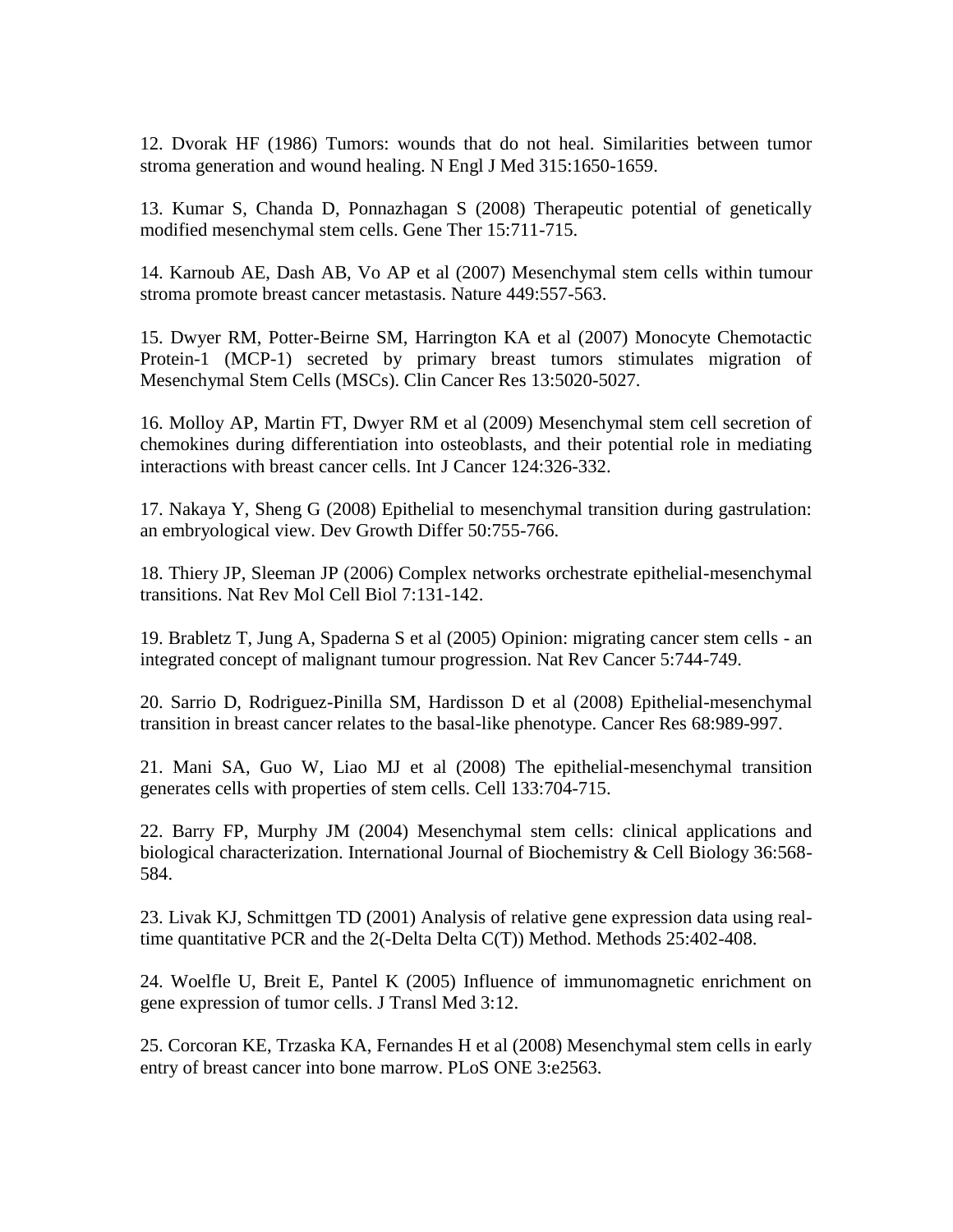12. Dvorak HF (1986) Tumors: wounds that do not heal. Similarities between tumor stroma generation and wound healing. N Engl J Med 315:1650-1659.

13. Kumar S, Chanda D, Ponnazhagan S (2008) Therapeutic potential of genetically modified mesenchymal stem cells. Gene Ther 15:711-715.

14. Karnoub AE, Dash AB, Vo AP et al (2007) Mesenchymal stem cells within tumour stroma promote breast cancer metastasis. Nature 449:557-563.

15. Dwyer RM, Potter-Beirne SM, Harrington KA et al (2007) Monocyte Chemotactic Protein-1 (MCP-1) secreted by primary breast tumors stimulates migration of Mesenchymal Stem Cells (MSCs). Clin Cancer Res 13:5020-5027.

16. Molloy AP, Martin FT, Dwyer RM et al (2009) Mesenchymal stem cell secretion of chemokines during differentiation into osteoblasts, and their potential role in mediating interactions with breast cancer cells. Int J Cancer 124:326-332.

17. Nakaya Y, Sheng G (2008) Epithelial to mesenchymal transition during gastrulation: an embryological view. Dev Growth Differ 50:755-766.

18. Thiery JP, Sleeman JP (2006) Complex networks orchestrate epithelial-mesenchymal transitions. Nat Rev Mol Cell Biol 7:131-142.

19. Brabletz T, Jung A, Spaderna S et al (2005) Opinion: migrating cancer stem cells - an integrated concept of malignant tumour progression. Nat Rev Cancer 5:744-749.

20. Sarrio D, Rodriguez-Pinilla SM, Hardisson D et al (2008) Epithelial-mesenchymal transition in breast cancer relates to the basal-like phenotype. Cancer Res 68:989-997.

21. Mani SA, Guo W, Liao MJ et al (2008) The epithelial-mesenchymal transition generates cells with properties of stem cells. Cell 133:704-715.

22. Barry FP, Murphy JM (2004) Mesenchymal stem cells: clinical applications and biological characterization. International Journal of Biochemistry & Cell Biology 36:568-584.

23. Livak KJ, Schmittgen TD (2001) Analysis of relative gene expression data using real-time quantitative PCR and the 2(-Delta Delta C(T)) Method. Methods 25:402-408.

24. Woelfle U, Breit E, Pantel K (2005) Influence of immunomagnetic enrichment on gene expression of tumor cells. J Transl Med 3:12.

25. Corcoran KE, Trzaska KA, Fernandes H et al (2008) Mesenchymal stem cells in early entry of breast cancer into bone marrow. PLoS ONE 3:e2563.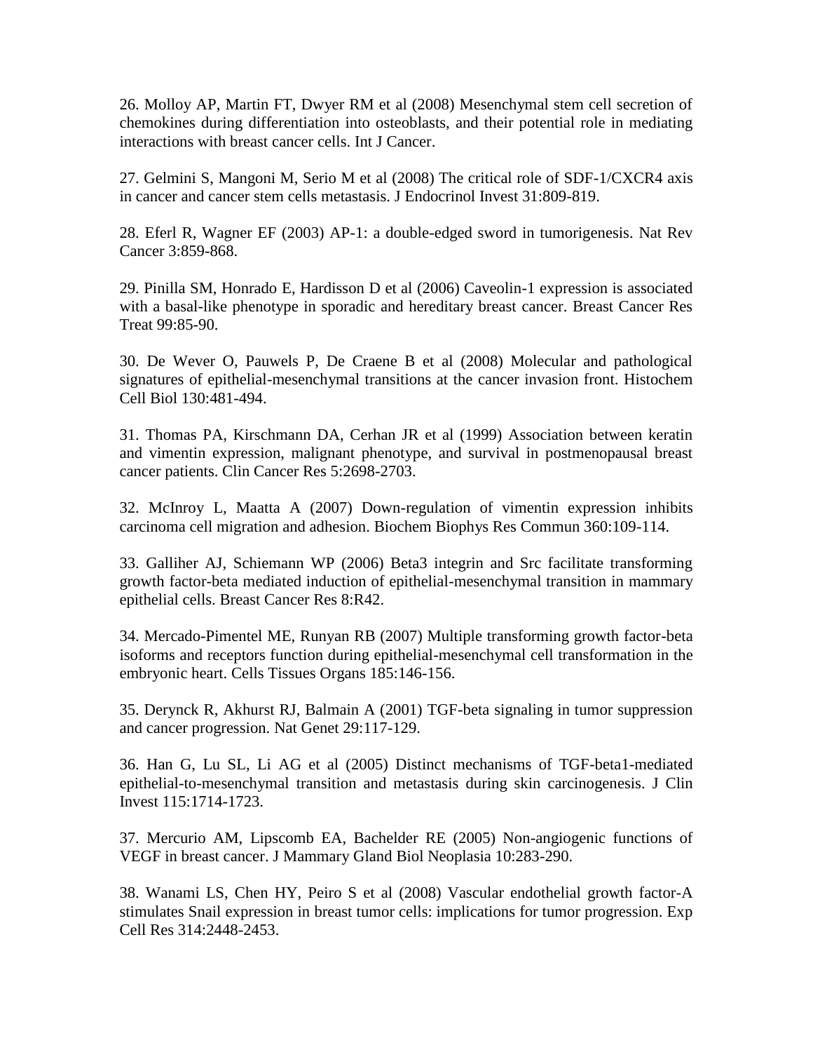26. Molloy AP, Martin FT, Dwyer RM et al (2008) Mesenchymal stem cell secretion of chemokines during differentiation into osteoblasts, and their potential role in mediating interactions with breast cancer cells. Int J Cancer.

27. Gelmini S, Mangoni M, Serio M et al (2008) The critical role of SDF-1/CXCR4 axis in cancer and cancer stem cells metastasis. J Endocrinol Invest 31:809-819.

28. Eferl R, Wagner EF (2003) AP-1: a double-edged sword in tumorigenesis. Nat Rev Cancer 3:859-868.

29. Pinilla SM, Honrado E, Hardisson D et al (2006) Caveolin-1 expression is associated with a basal-like phenotype in sporadic and hereditary breast cancer. Breast Cancer Res Treat 99:85-90.

30. De Wever O, Pauwels P, De Craene B et al (2008) Molecular and pathological signatures of epithelial-mesenchymal transitions at the cancer invasion front. Histochem Cell Biol 130:481-494.

31. Thomas PA, Kirschmann DA, Cerhan JR et al (1999) Association between keratin and vimentin expression, malignant phenotype, and survival in postmenopausal breast cancer patients. Clin Cancer Res 5:2698-2703.

32. McInroy L, Maatta A (2007) Down-regulation of vimentin expression inhibits carcinoma cell migration and adhesion. Biochem Biophys Res Commun 360:109-114.

33. Galliher AJ, Schiemann WP (2006) Beta3 integrin and Src facilitate transforming growth factor-beta mediated induction of epithelial-mesenchymal transition in mammary epithelial cells. Breast Cancer Res 8:R42.

34. Mercado-Pimentel ME, Runyan RB (2007) Multiple transforming growth factor-beta isoforms and receptors function during epithelial-mesenchymal cell transformation in the embryonic heart. Cells Tissues Organs 185:146-156.

35. Derynck R, Akhurst RJ, Balmain A (2001) TGF-beta signaling in tumor suppression and cancer progression. Nat Genet 29:117-129.

36. Han G, Lu SL, Li AG et al (2005) Distinct mechanisms of TGF-beta1-mediated epithelial-to-mesenchymal transition and metastasis during skin carcinogenesis. J Clin Invest 115:1714-1723.

37. Mercurio AM, Lipscomb EA, Bachelder RE (2005) Non-angiogenic functions of VEGF in breast cancer. J Mammary Gland Biol Neoplasia 10:283-290.

38. Wanami LS, Chen HY, Peiro S et al (2008) Vascular endothelial growth factor-A stimulates Snail expression in breast tumor cells: implications for tumor progression. Exp Cell Res 314:2448-2453.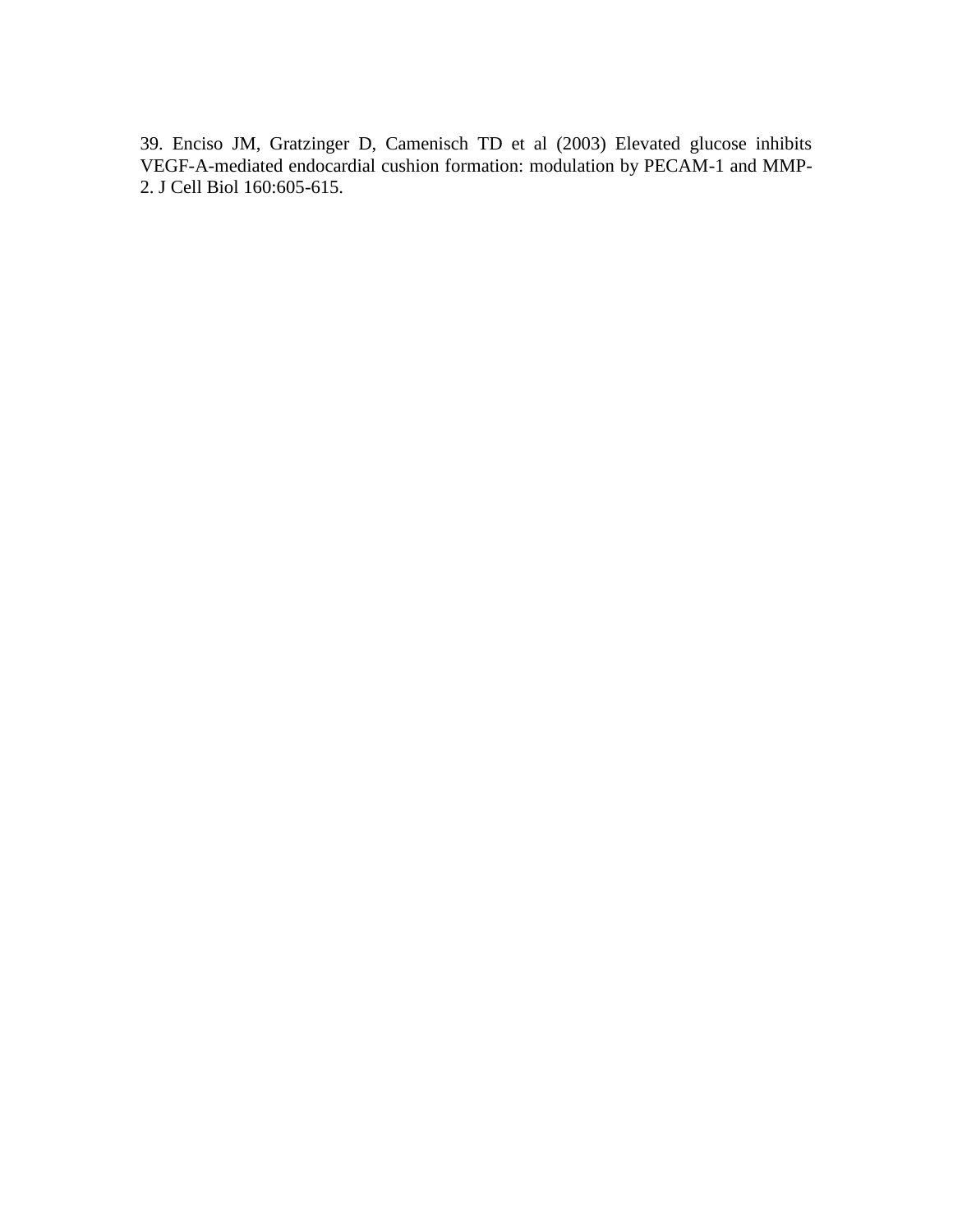39. Enciso JM, Gratzinger D, Camenisch TD et al (2003) Elevated glucose inhibits VEGF-A-mediated endocardial cushion formation: modulation by PECAM-1 and MMP-2. J Cell Biol 160:605-615.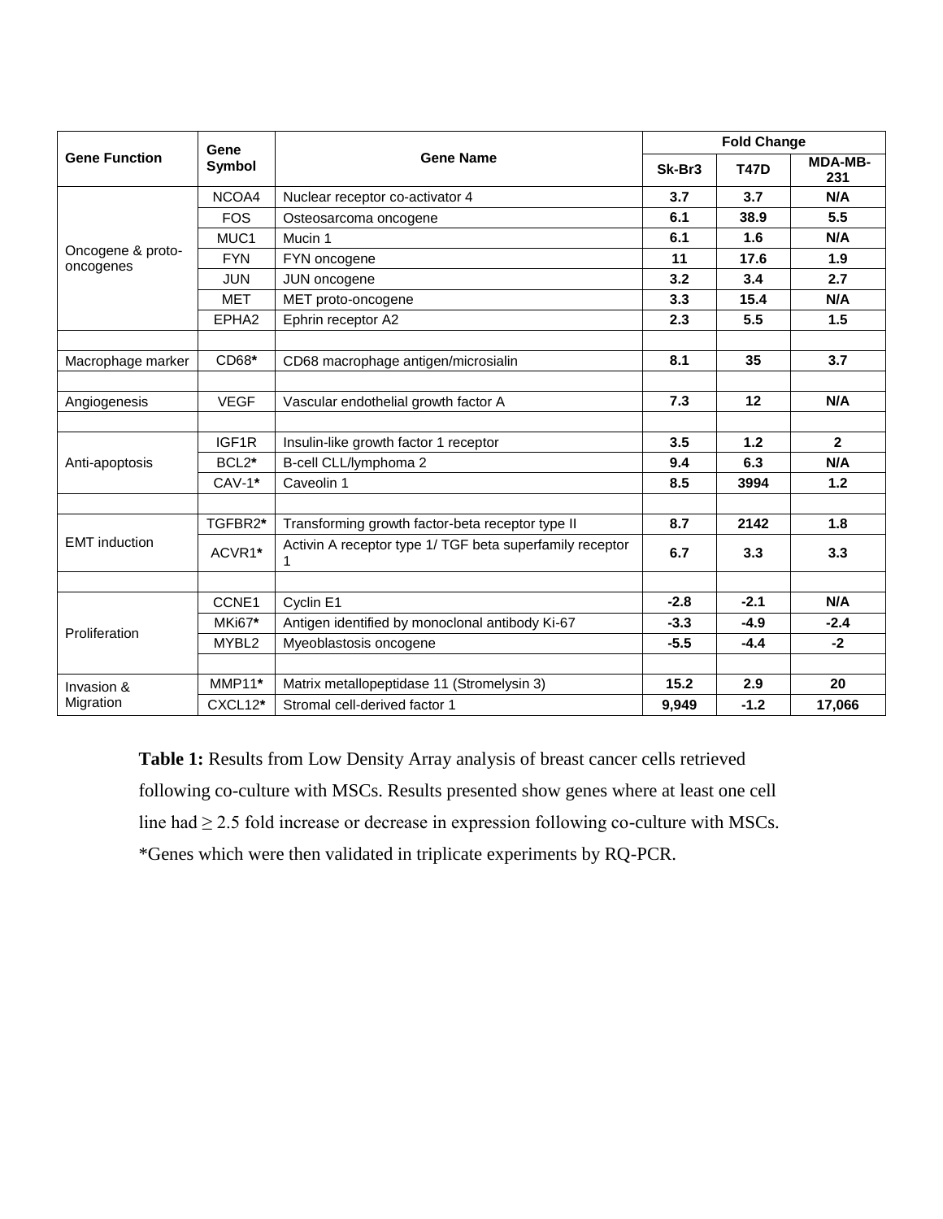| Gene Function | Gene Symbol | Gene Name | Fold Change | | |
|---|---|---|---|---|---|
| | | | **Sk-Br3** | **T47D** | **MDA-MB-231** |
| Oncogene & proto-oncogenes | NCOA4 | Nuclear receptor co-activator 4 | **3.7** | **3.7** | **N/A** |
| | FOS | Osteosarcoma oncogene | **6.1** | **38.9** | **5.5** |
| | MUC1 | Mucin 1 | **6.1** | **1.6** | **N/A** |
| | FYN | FYN oncogene | **11** | **17.6** | **1.9** |
| | JUN | JUN oncogene | **3.2** | **3.4** | **2.7** |
| | MET | MET proto-oncogene | **3.3** | **15.4** | **N/A** |
| | EPHA2 | Ephrin receptor A2 | **2.3** | **5.5** | **1.5** |
| | | | | | |
| Macrophage marker | CD68* | CD68 macrophage antigen/microsialin | **8.1** | **35** | **3.7** |
| | | | | | |
| Angiogenesis | VEGF | Vascular endothelial growth factor A | **7.3** | **12** | **N/A** |
| | | | | | |
| Anti-apoptosis | IGF1R | Insulin-like growth factor 1 receptor | **3.5** | **1.2** | **2** |
| | BCL2* | B-cell CLL/lymphoma 2 | **9.4** | **6.3** | **N/A** |
| | CAV-1* | Caveolin 1 | **8.5** | **3994** | **1.2** |
| | | | | | |
| EMT induction | TGFBR2* | Transforming growth factor-beta receptor type II | **8.7** | **2142** | **1.8** |
| | ACVR1* | Activin A receptor type 1/ TGF beta superfamily receptor 1 | **6.7** | **3.3** | **3.3** |
| | | | | | |
| Proliferation | CCNE1 | Cyclin E1 | **-2.8** | **-2.1** | **N/A** |
| | MKi67* | Antigen identified by monoclonal antibody Ki-67 | **-3.3** | **-4.9** | **-2.4** |
| | MYBL2 | Myeoblastosis oncogene | **-5.5** | **-4.4** | **-2** |
| | | | | | |
| Invasion & Migration | MMP11* | Matrix metallopeptidase 11 (Stromelysin 3) | **15.2** | **2.9** | **20** |
| | CXCL12* | Stromal cell-derived factor 1 | **9,949** | **-1.2** | **17,066** |

**Table 1:** Results from Low Density Array analysis of breast cancer cells retrieved following co-culture with MSCs. Results presented show genes where at least one cell line had ≥ 2.5 fold increase or decrease in expression following co-culture with MSCs. *Genes which were then validated in triplicate experiments by RQ-PCR.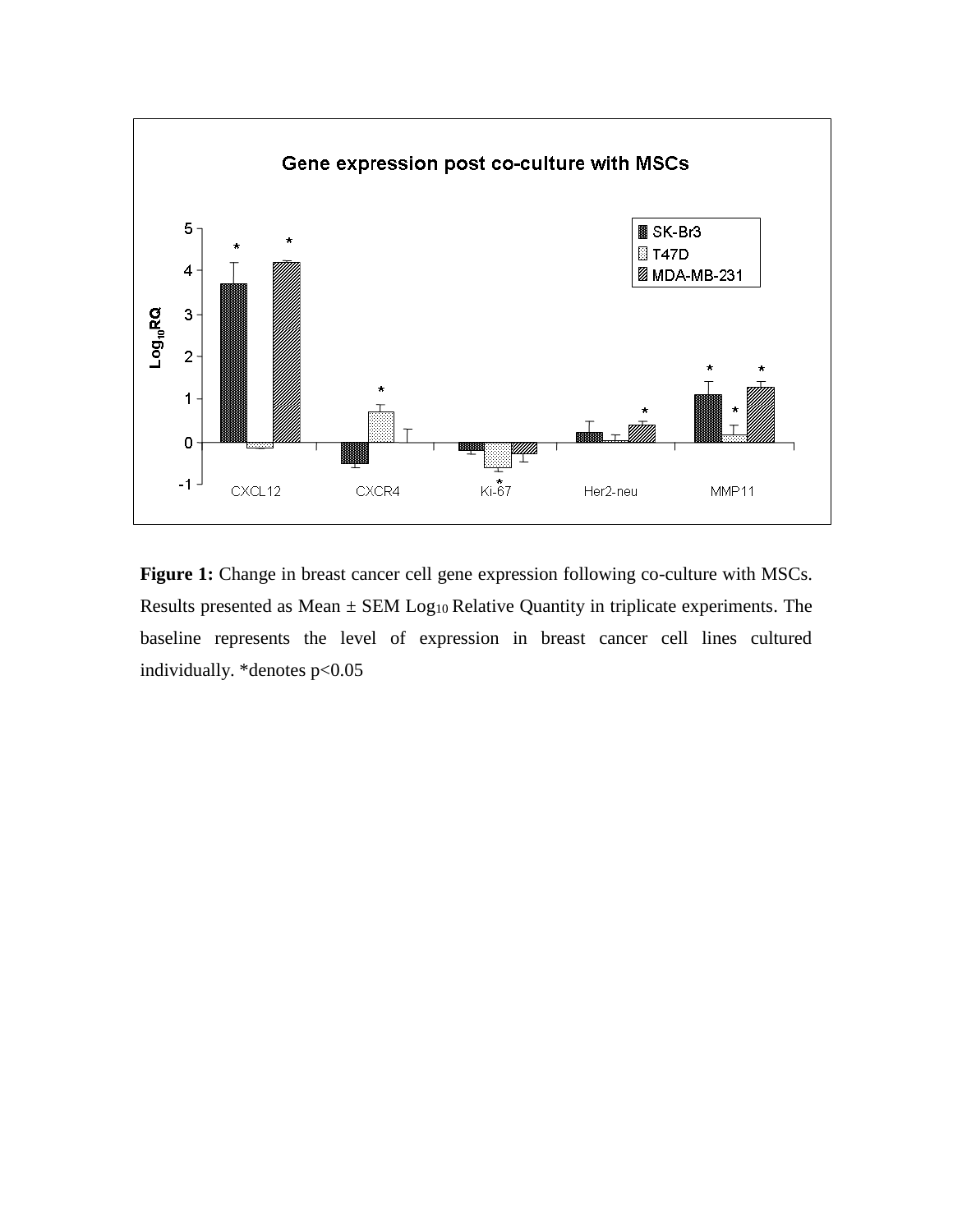**Figure 1:** Change in breast cancer cell gene expression following co-culture with MSCs. Results presented as Mean ± SEM $Log_{10}$ Relative Quantity in triplicate experiments. The baseline represents the level of expression in breast cancer cell lines cultured individually. *denotes $p<0.05$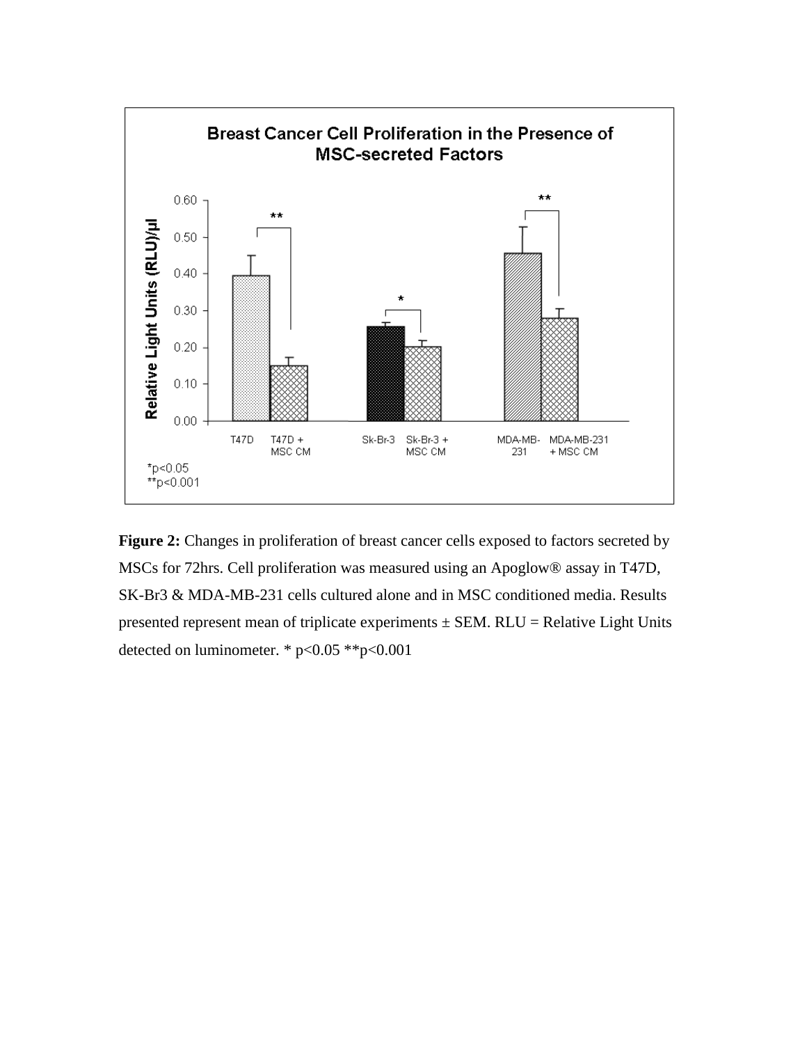**Figure 2:** Changes in proliferation of breast cancer cells exposed to factors secreted by MSCs for 72hrs. Cell proliferation was measured using an Apoglow® assay in T47D, SK-Br3 & MDA-MB-231 cells cultured alone and in MSC conditioned media. Results presented represent mean of triplicate experiments ± SEM. RLU = Relative Light Units detected on luminometer. * $p<0.05$ ** $p<0.001$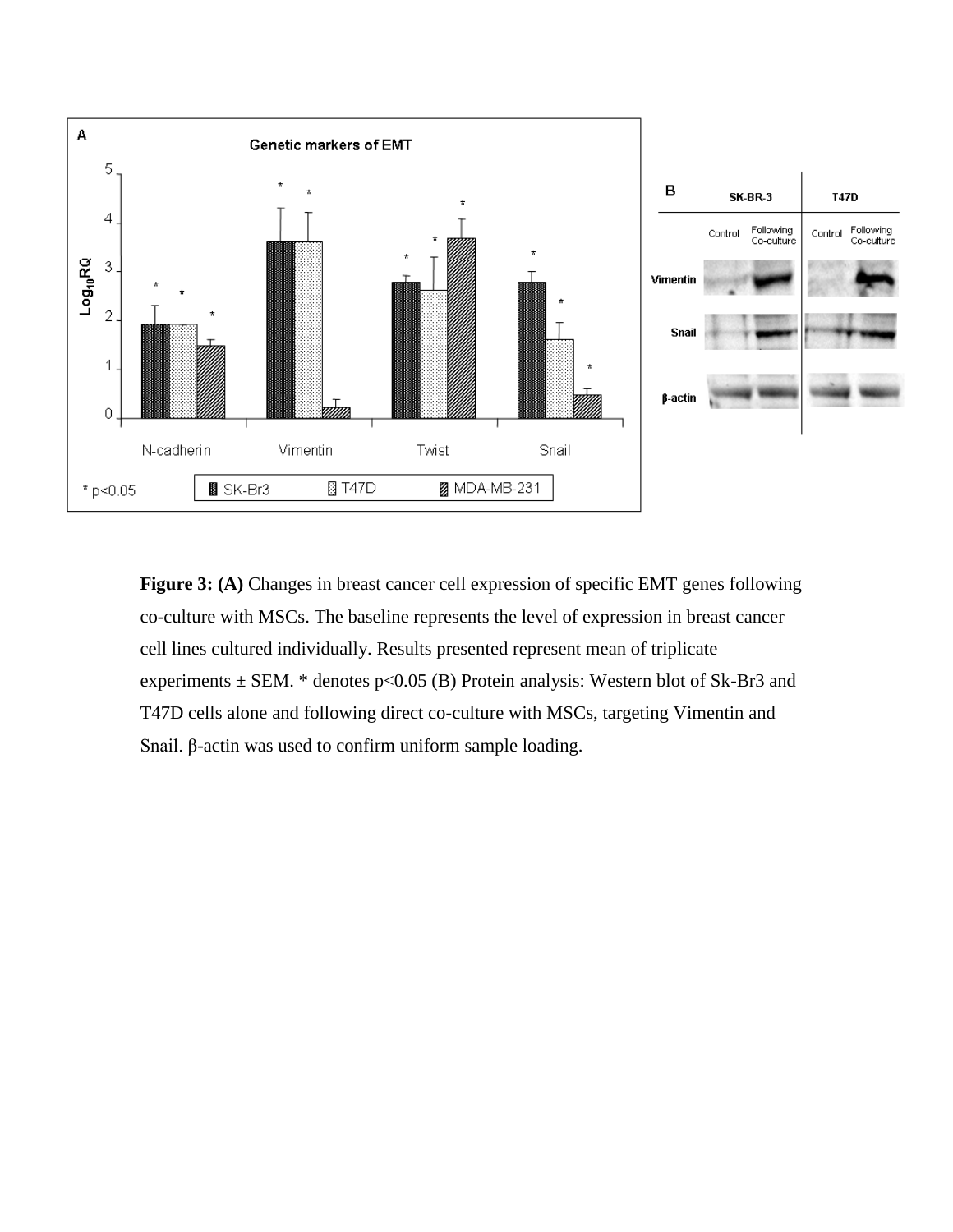**Figure 3: (A)** Changes in breast cancer cell expression of specific EMT genes following co-culture with MSCs. The baseline represents the level of expression in breast cancer cell lines cultured individually. Results presented represent mean of triplicate experiments ± SEM. * denotes $p<0.05$ (B) Protein analysis: Western blot of Sk-Br3 and T47D cells alone and following direct co-culture with MSCs, targeting Vimentin and Snail. β-actin was used to confirm uniform sample loading.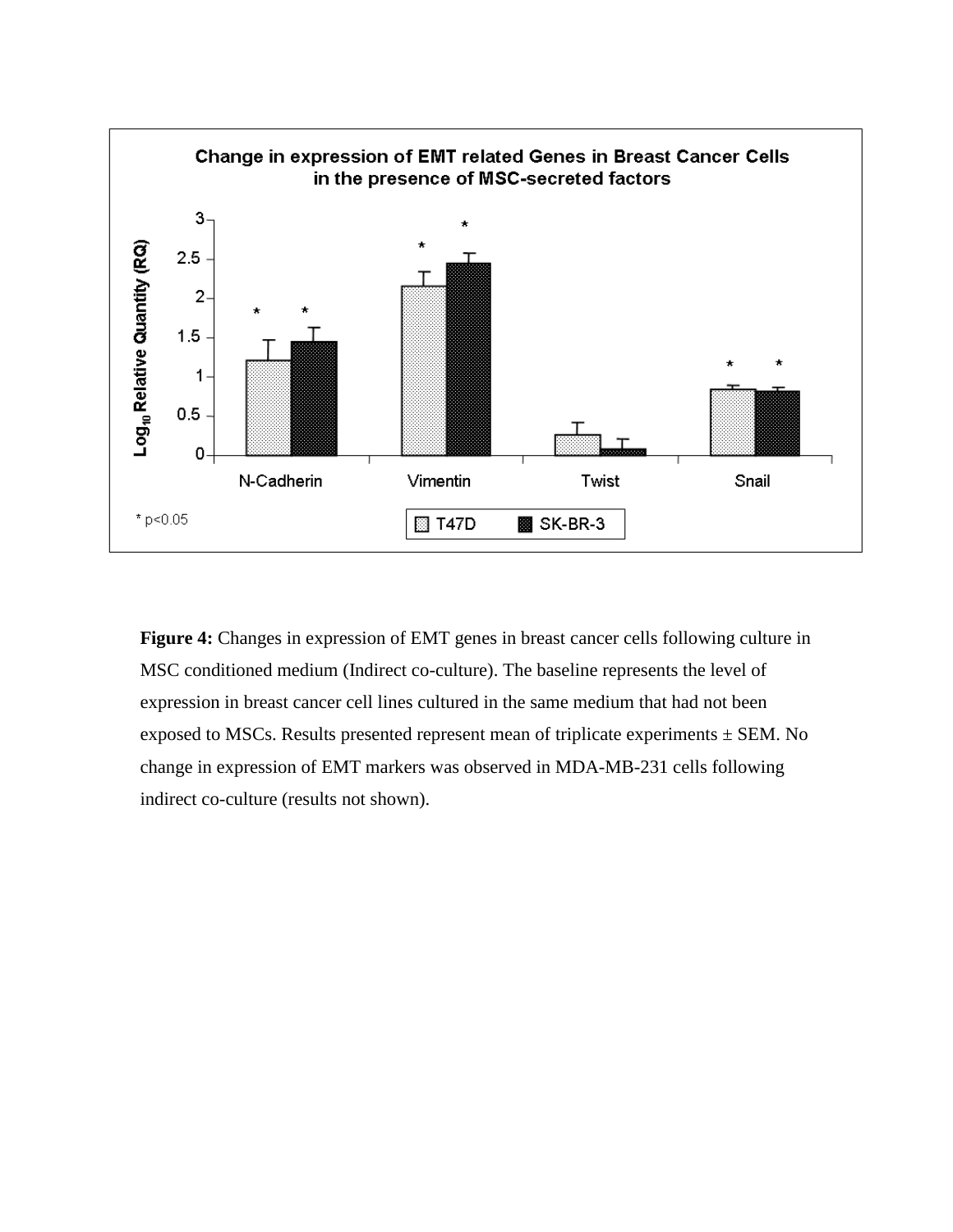**Figure 4:** Changes in expression of EMT genes in breast cancer cells following culture in MSC conditioned medium (Indirect co-culture). The baseline represents the level of expression in breast cancer cell lines cultured in the same medium that had not been exposed to MSCs. Results presented represent mean of triplicate experiments ± SEM. No change in expression of EMT markers was observed in MDA-MB-231 cells following indirect co-culture (results not shown).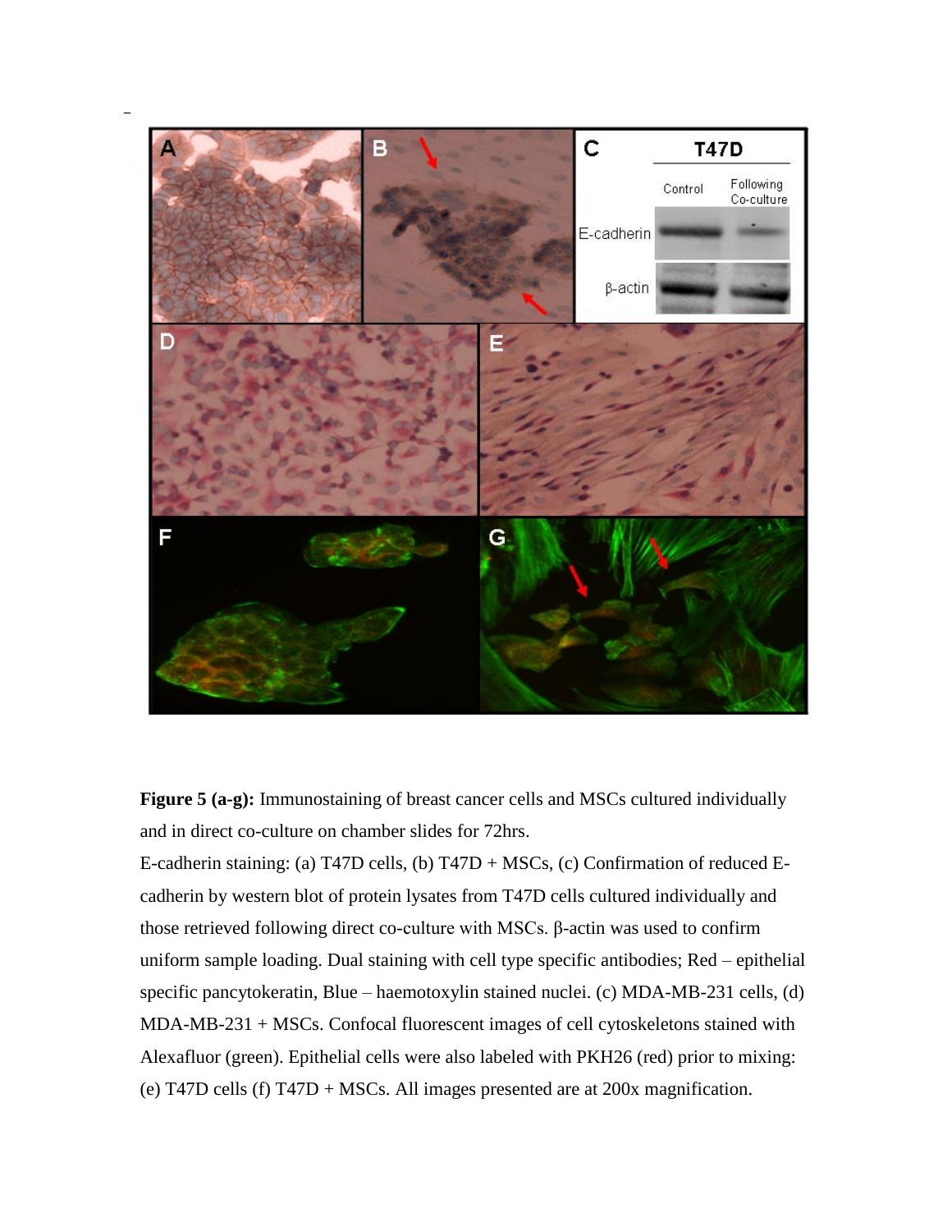**Figure 5 (a-g):** Immunostaining of breast cancer cells and MSCs cultured individually and in direct co-culture on chamber slides for 72hrs.

E-cadherin staining: (a) T47D cells, (b) T47D + MSCs, (c) Confirmation of reduced E-cadherin by western blot of protein lysates from T47D cells cultured individually and those retrieved following direct co-culture with MSCs. β-actin was used to confirm uniform sample loading. Dual staining with cell type specific antibodies; Red – epithelial specific pancytokeratin, Blue – haemotoxylin stained nuclei. (c) MDA-MB-231 cells, (d) MDA-MB-231 + MSCs. Confocal fluorescent images of cell cytoskeletons stained with Alexafluor (green). Epithelial cells were also labeled with PKH26 (red) prior to mixing: (e) T47D cells (f) T47D + MSCs. All images presented are at 200x magnification.